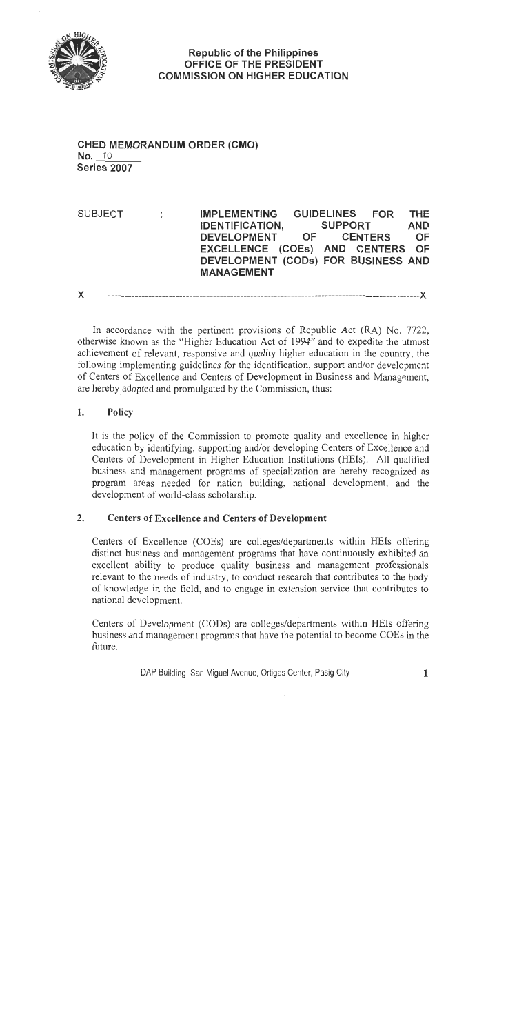Republic of the Philippines
OFFICE OF THE PRESIDENT
COMMISSION ON HIGHER EDUCATION

**CHED MEMORANDUM ORDER (CMO)**
**No. 10**
**Series 2007**

SUBJECT : **IMPLEMENTING GUIDELINES FOR THE IDENTIFICATION, SUPPORT AND DEVELOPMENT OF CENTERS OF EXCELLENCE (COEs) AND CENTERS OF DEVELOPMENT (CODs) FOR BUSINESS AND MANAGEMENT**

X----------------------------------------------------------------------------------------X

In accordance with the pertinent provisions of Republic Act (RA) No. 7722, otherwise known as the "Higher Education Act of 1994" and to expedite the utmost achievement of relevant, responsive and quality higher education in the country, the following implementing guidelines for the identification, support and/or development of Centers of Excellence and Centers of Development in Business and Management, are hereby adopted and promulgated by the Commission, thus:

## 1. Policy

It is the policy of the Commission to promote quality and excellence in higher education by identifying, supporting and/or developing Centers of Excellence and Centers of Development in Higher Education Institutions (HEIs). All qualified business and management programs of specialization are hereby recognized as program areas needed for nation building, national development, and the development of world-class scholarship.

## 2. Centers of Excellence and Centers of Development

Centers of Excellence (COEs) are colleges/departments within HEIs offering distinct business and management programs that have continuously exhibited an excellent ability to produce quality business and management professionals relevant to the needs of industry, to conduct research that contributes to the body of knowledge in the field, and to engage in extension service that contributes to national development.

Centers of Development (CODs) are colleges/departments within HEIs offering business and management programs that have the potential to become COEs in the future.

DAP Building, San Miguel Avenue, Ortigas Center, Pasig City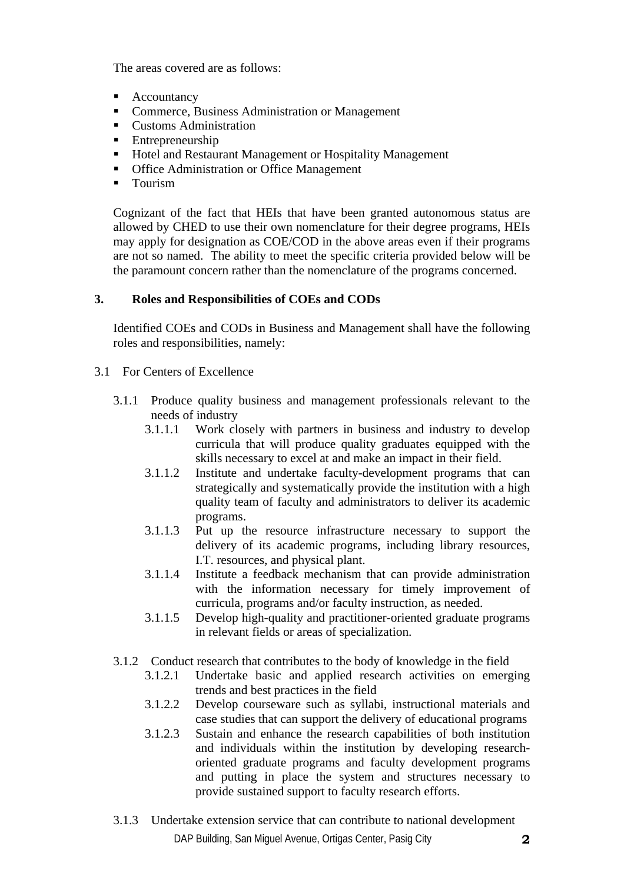The areas covered are as follows:

- Accountancy
- Commerce, Business Administration or Management
- Customs Administration
- Entrepreneurship
- Hotel and Restaurant Management or Hospitality Management
- Office Administration or Office Management
- Tourism

Cognizant of the fact that HEIs that have been granted autonomous status are allowed by CHED to use their own nomenclature for their degree programs, HEIs may apply for designation as COE/COD in the above areas even if their programs are not so named. The ability to meet the specific criteria provided below will be the paramount concern rather than the nomenclature of the programs concerned.

**3. Roles and Responsibilities of COEs and CODs**

Identified COEs and CODs in Business and Management shall have the following roles and responsibilities, namely:

3.1 For Centers of Excellence

3.1.1 Produce quality business and management professionals relevant to the needs of industry

3.1.1.1 Work closely with partners in business and industry to develop curricula that will produce quality graduates equipped with the skills necessary to excel at and make an impact in their field.

3.1.1.2 Institute and undertake faculty-development programs that can strategically and systematically provide the institution with a high quality team of faculty and administrators to deliver its academic programs.

3.1.1.3 Put up the resource infrastructure necessary to support the delivery of its academic programs, including library resources, I.T. resources, and physical plant.

3.1.1.4 Institute a feedback mechanism that can provide administration with the information necessary for timely improvement of curricula, programs and/or faculty instruction, as needed.

3.1.1.5 Develop high-quality and practitioner-oriented graduate programs in relevant fields or areas of specialization.

3.1.2 Conduct research that contributes to the body of knowledge in the field

3.1.2.1 Undertake basic and applied research activities on emerging trends and best practices in the field

3.1.2.2 Develop courseware such as syllabi, instructional materials and case studies that can support the delivery of educational programs

3.1.2.3 Sustain and enhance the research capabilities of both institution and individuals within the institution by developing research-oriented graduate programs and faculty development programs and putting in place the system and structures necessary to provide sustained support to faculty research efforts.

3.1.3 Undertake extension service that can contribute to national development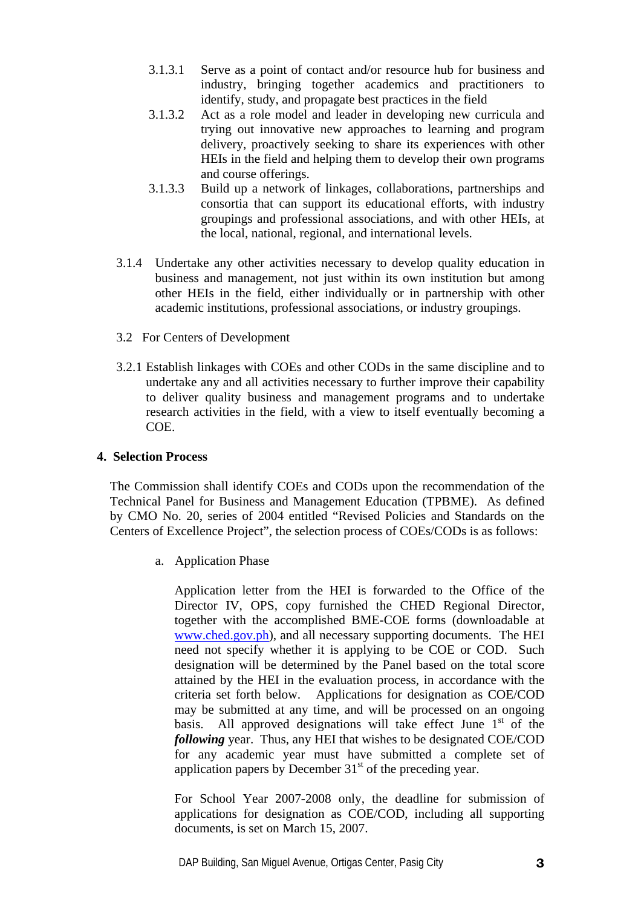3.1.3.1 Serve as a point of contact and/or resource hub for business and industry, bringing together academics and practitioners to identify, study, and propagate best practices in the field

3.1.3.2 Act as a role model and leader in developing new curricula and trying out innovative new approaches to learning and program delivery, proactively seeking to share its experiences with other HEIs in the field and helping them to develop their own programs and course offerings.

3.1.3.3 Build up a network of linkages, collaborations, partnerships and consortia that can support its educational efforts, with industry groupings and professional associations, and with other HEIs, at the local, national, regional, and international levels.

3.1.4 Undertake any other activities necessary to develop quality education in business and management, not just within its own institution but among other HEIs in the field, either individually or in partnership with other academic institutions, professional associations, or industry groupings.

3.2 For Centers of Development

3.2.1 Establish linkages with COEs and other CODs in the same discipline and to undertake any and all activities necessary to further improve their capability to deliver quality business and management programs and to undertake research activities in the field, with a view to itself eventually becoming a COE.

## 4. Selection Process

The Commission shall identify COEs and CODs upon the recommendation of the Technical Panel for Business and Management Education (TPBME). As defined by CMO No. 20, series of 2004 entitled "Revised Policies and Standards on the Centers of Excellence Project", the selection process of COEs/CODs is as follows:

a. Application Phase

Application letter from the HEI is forwarded to the Office of the Director IV, OPS, copy furnished the CHED Regional Director, together with the accomplished BME-COE forms (downloadable at www.ched.gov.ph), and all necessary supporting documents. The HEI need not specify whether it is applying to be COE or COD. Such designation will be determined by the Panel based on the total score attained by the HEI in the evaluation process, in accordance with the criteria set forth below. Applications for designation as COE/COD may be submitted at any time, and will be processed on an ongoing basis. All approved designations will take effect June 1st of the ***following*** year. Thus, any HEI that wishes to be designated COE/COD for any academic year must have submitted a complete set of application papers by December 31st of the preceding year.

For School Year 2007-2008 only, the deadline for submission of applications for designation as COE/COD, including all supporting documents, is set on March 15, 2007.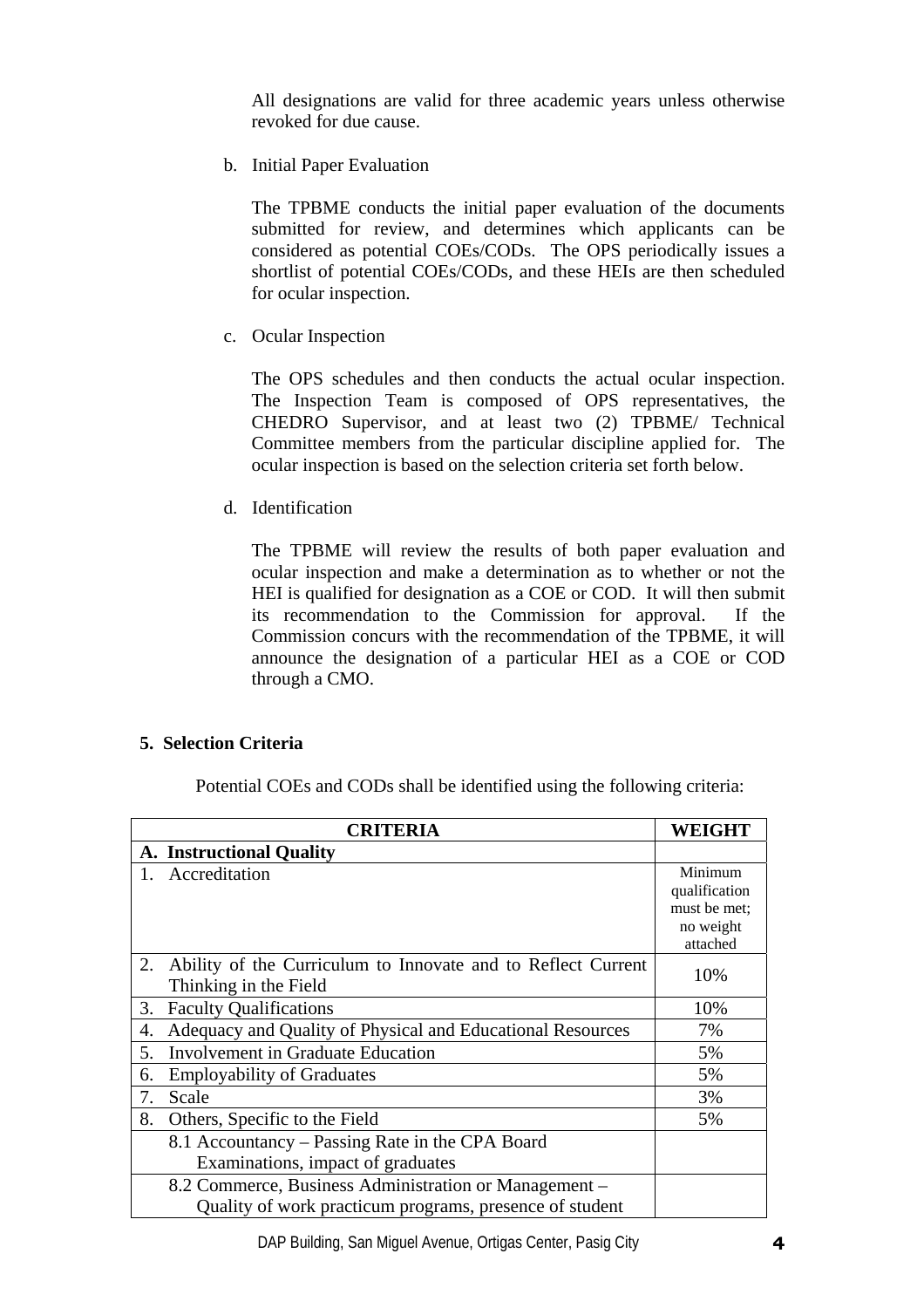All designations are valid for three academic years unless otherwise revoked for due cause.

b. Initial Paper Evaluation

The TPBME conducts the initial paper evaluation of the documents submitted for review, and determines which applicants can be considered as potential COEs/CODs. The OPS periodically issues a shortlist of potential COEs/CODs, and these HEIs are then scheduled for ocular inspection.

c. Ocular Inspection

The OPS schedules and then conducts the actual ocular inspection. The Inspection Team is composed of OPS representatives, the CHEDRO Supervisor, and at least two (2) TPBME/ Technical Committee members from the particular discipline applied for. The ocular inspection is based on the selection criteria set forth below.

d. Identification

The TPBME will review the results of both paper evaluation and ocular inspection and make a determination as to whether or not the HEI is qualified for designation as a COE or COD. It will then submit its recommendation to the Commission for approval. If the Commission concurs with the recommendation of the TPBME, it will announce the designation of a particular HEI as a COE or COD through a CMO.

**5. Selection Criteria**

Potential COEs and CODs shall be identified using the following criteria:

| CRITERIA | WEIGHT |
|---|---|
| **A. Instructional Quality** | |
| 1. Accreditation | Minimum qualification must be met; no weight attached |
| 2. Ability of the Curriculum to Innovate and to Reflect Current Thinking in the Field | 10% |
| 3. Faculty Qualifications | 10% |
| 4. Adequacy and Quality of Physical and Educational Resources | 7% |
| 5. Involvement in Graduate Education | 5% |
| 6. Employability of Graduates | 5% |
| 7. Scale | 3% |
| 8. Others, Specific to the Field | 5% |
| 8.1 Accountancy – Passing Rate in the CPA Board Examinations, impact of graduates | |
| 8.2 Commerce, Business Administration or Management – Quality of work practicum programs, presence of student | |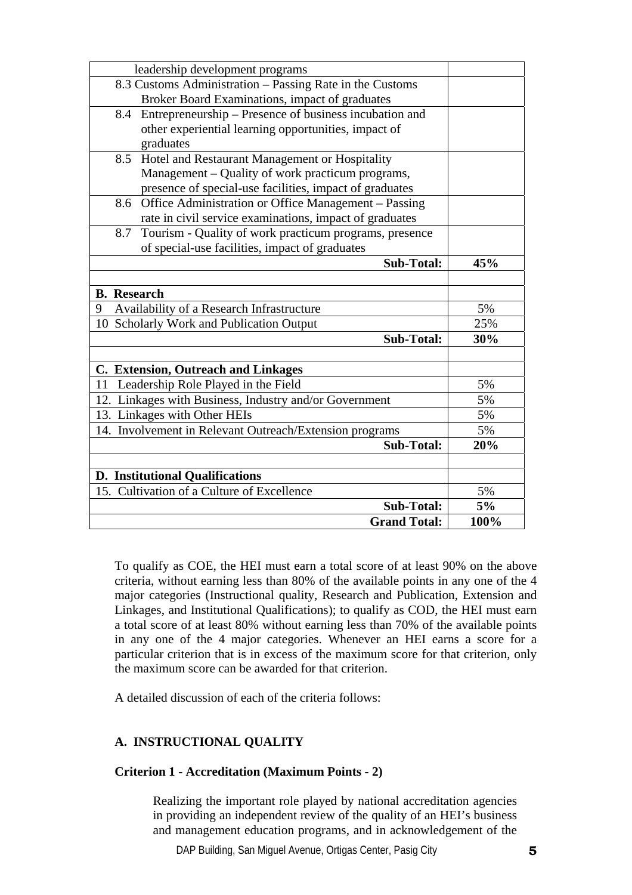| | |
|---|---|
| leadership development programs | |
| 8.3 Customs Administration – Passing Rate in the Customs Broker Board Examinations, impact of graduates | |
| 8.4 Entrepreneurship – Presence of business incubation and other experiential learning opportunities, impact of graduates | |
| 8.5 Hotel and Restaurant Management or Hospitality Management – Quality of work practicum programs, presence of special-use facilities, impact of graduates | |
| 8.6 Office Administration or Office Management – Passing rate in civil service examinations, impact of graduates | |
| 8.7 Tourism - Quality of work practicum programs, presence of special-use facilities, impact of graduates | |
| **Sub-Total:** | **45%** |
| | |
| **B. Research** | |
| 9 Availability of a Research Infrastructure | 5% |
| 10 Scholarly Work and Publication Output | 25% |
| **Sub-Total:** | **30%** |
| | |
| **C. Extension, Outreach and Linkages** | |
| 11 Leadership Role Played in the Field | 5% |
| 12. Linkages with Business, Industry and/or Government | 5% |
| 13. Linkages with Other HEIs | 5% |
| 14. Involvement in Relevant Outreach/Extension programs | 5% |
| **Sub-Total:** | **20%** |
| | |
| **D. Institutional Qualifications** | |
| 15. Cultivation of a Culture of Excellence | 5% |
| **Sub-Total:** | **5%** |
| **Grand Total:** | **100%** |

To qualify as COE, the HEI must earn a total score of at least 90% on the above criteria, without earning less than 80% of the available points in any one of the 4 major categories (Instructional quality, Research and Publication, Extension and Linkages, and Institutional Qualifications); to qualify as COD, the HEI must earn a total score of at least 80% without earning less than 70% of the available points in any one of the 4 major categories. Whenever an HEI earns a score for a particular criterion that is in excess of the maximum score for that criterion, only the maximum score can be awarded for that criterion.

A detailed discussion of each of the criteria follows:

## A. INSTRUCTIONAL QUALITY

**Criterion 1 - Accreditation (Maximum Points - 2)**

Realizing the important role played by national accreditation agencies in providing an independent review of the quality of an HEI's business and management education programs, and in acknowledgement of the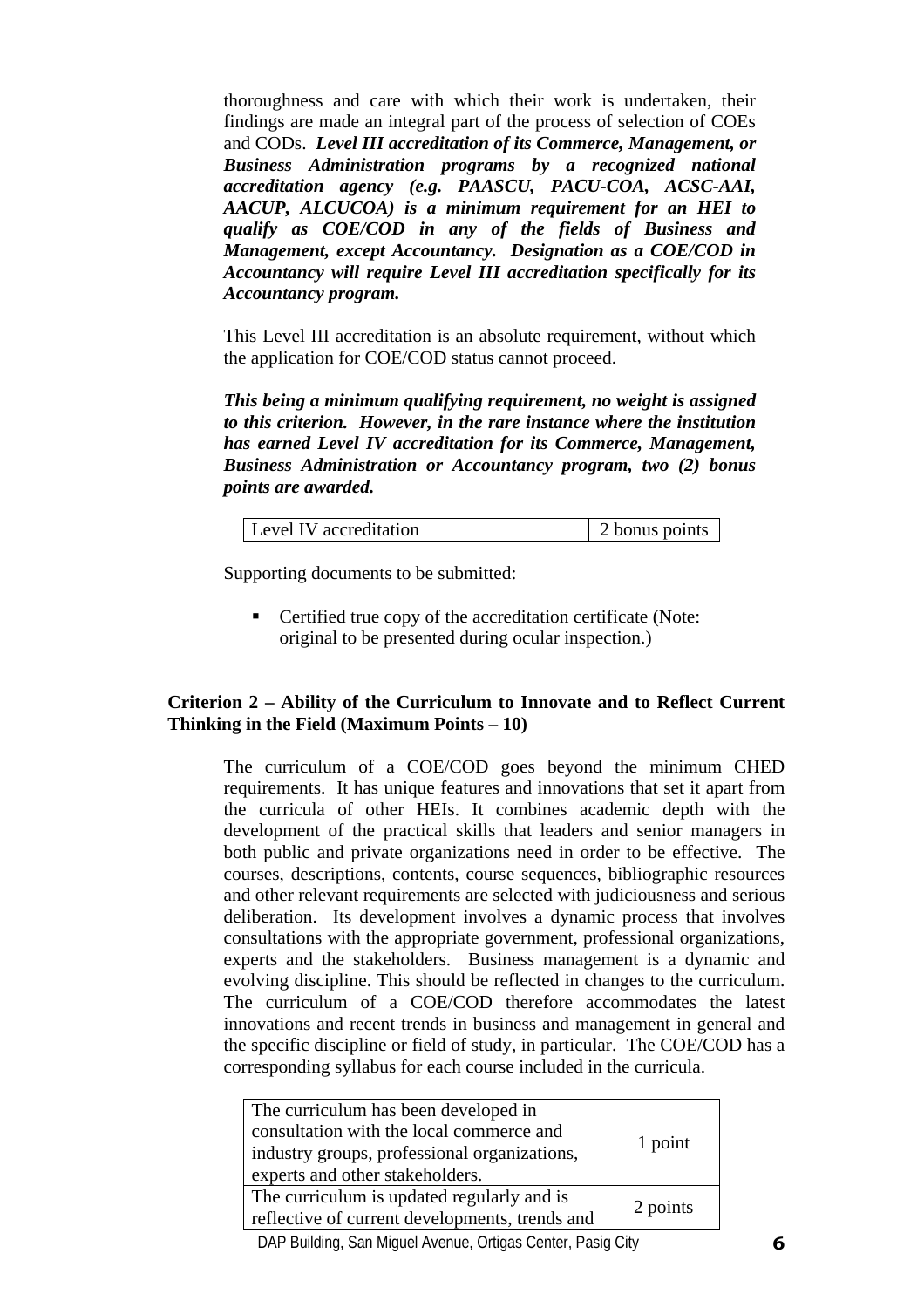thoroughness and care with which their work is undertaken, their findings are made an integral part of the process of selection of COEs and CODs. ***Level III accreditation of its Commerce, Management, or Business Administration programs by a recognized national accreditation agency (e.g. PAASCU, PACU-COA, ACSC-AAI, AACUP, ALCUCOA) is a minimum requirement for an HEI to qualify as COE/COD in any of the fields of Business and Management, except Accountancy. Designation as a COE/COD in Accountancy will require Level III accreditation specifically for its Accountancy program.***

This Level III accreditation is an absolute requirement, without which the application for COE/COD status cannot proceed.

***This being a minimum qualifying requirement, no weight is assigned to this criterion. However, in the rare instance where the institution has earned Level IV accreditation for its Commerce, Management, Business Administration or Accountancy program, two (2) bonus points are awarded.***

| Level IV accreditation | 2 bonus points |
|---|---|

Supporting documents to be submitted:

- Certified true copy of the accreditation certificate (Note: original to be presented during ocular inspection.)

**Criterion 2 – Ability of the Curriculum to Innovate and to Reflect Current Thinking in the Field (Maximum Points – 10)**

The curriculum of a COE/COD goes beyond the minimum CHED requirements. It has unique features and innovations that set it apart from the curricula of other HEIs. It combines academic depth with the development of the practical skills that leaders and senior managers in both public and private organizations need in order to be effective. The courses, descriptions, contents, course sequences, bibliographic resources and other relevant requirements are selected with judiciousness and serious deliberation. Its development involves a dynamic process that involves consultations with the appropriate government, professional organizations, experts and the stakeholders. Business management is a dynamic and evolving discipline. This should be reflected in changes to the curriculum. The curriculum of a COE/COD therefore accommodates the latest innovations and recent trends in business and management in general and the specific discipline or field of study, in particular. The COE/COD has a corresponding syllabus for each course included in the curricula.

| The curriculum has been developed in consultation with the local commerce and industry groups, professional organizations, experts and other stakeholders. | 1 point |
|---|---|
| The curriculum is updated regularly and is reflective of current developments, trends and | 2 points |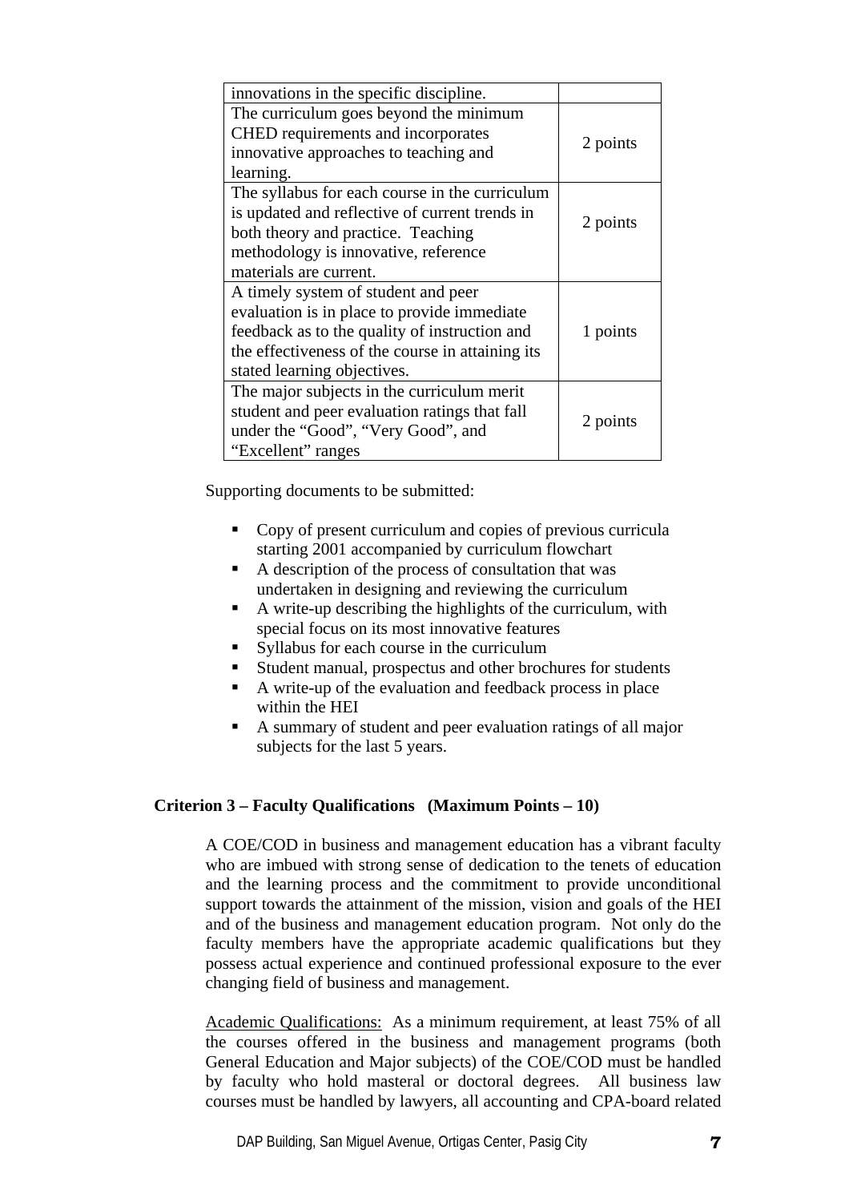| | |
|---|---|
| innovations in the specific discipline. | |
| The curriculum goes beyond the minimum CHED requirements and incorporates innovative approaches to teaching and learning. | 2 points |
| The syllabus for each course in the curriculum is updated and reflective of current trends in both theory and practice. Teaching methodology is innovative, reference materials are current. | 2 points |
| A timely system of student and peer evaluation is in place to provide immediate feedback as to the quality of instruction and the effectiveness of the course in attaining its stated learning objectives. | 1 points |
| The major subjects in the curriculum merit student and peer evaluation ratings that fall under the "Good", "Very Good", and "Excellent" ranges | 2 points |

Supporting documents to be submitted:

- Copy of present curriculum and copies of previous curricula starting 2001 accompanied by curriculum flowchart
- A description of the process of consultation that was undertaken in designing and reviewing the curriculum
- A write-up describing the highlights of the curriculum, with special focus on its most innovative features
- Syllabus for each course in the curriculum
- Student manual, prospectus and other brochures for students
- A write-up of the evaluation and feedback process in place within the HEI
- A summary of student and peer evaluation ratings of all major subjects for the last 5 years.

**Criterion 3 – Faculty Qualifications (Maximum Points – 10)**

A COE/COD in business and management education has a vibrant faculty who are imbued with strong sense of dedication to the tenets of education and the learning process and the commitment to provide unconditional support towards the attainment of the mission, vision and goals of the HEI and of the business and management education program. Not only do the faculty members have the appropriate academic qualifications but they possess actual experience and continued professional exposure to the ever changing field of business and management.

Academic Qualifications: As a minimum requirement, at least 75% of all the courses offered in the business and management programs (both General Education and Major subjects) of the COE/COD must be handled by faculty who hold masteral or doctoral degrees. All business law courses must be handled by lawyers, all accounting and CPA-board related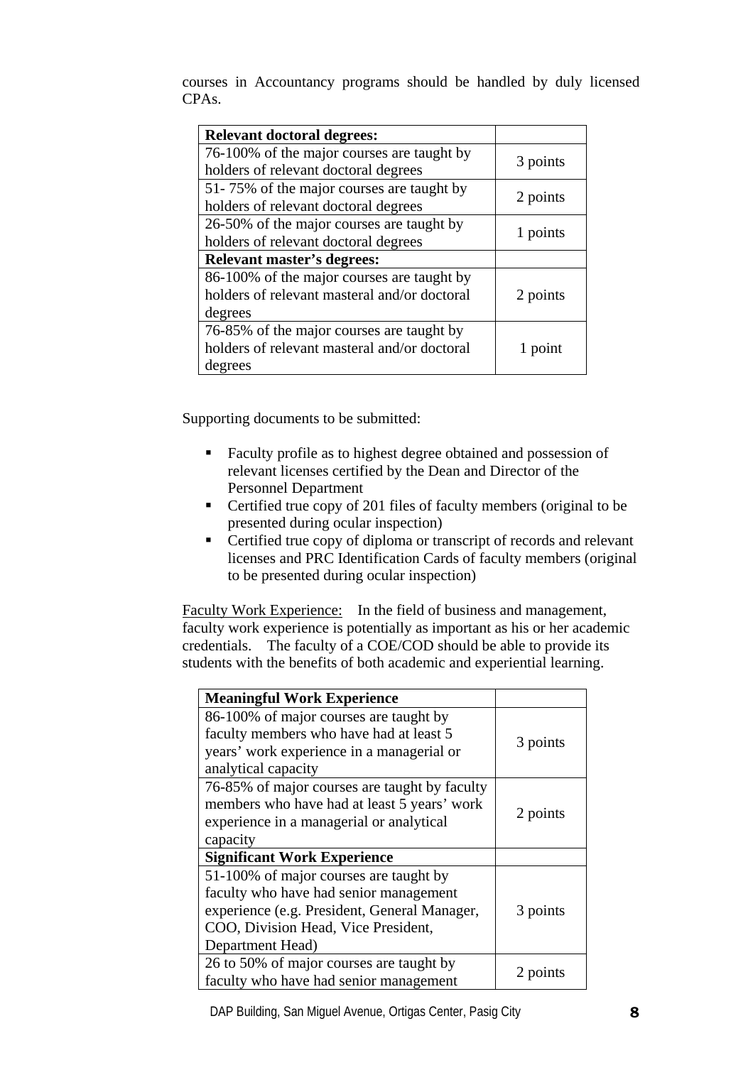courses in Accountancy programs should be handled by duly licensed CPAs.

| **Relevant doctoral degrees:** | |
|---|---|
| 76-100% of the major courses are taught by holders of relevant doctoral degrees | 3 points |
| 51- 75% of the major courses are taught by holders of relevant doctoral degrees | 2 points |
| 26-50% of the major courses are taught by holders of relevant doctoral degrees | 1 points |
| **Relevant master's degrees:** | |
| 86-100% of the major courses are taught by holders of relevant masteral and/or doctoral degrees | 2 points |
| 76-85% of the major courses are taught by holders of relevant masteral and/or doctoral degrees | 1 point |

Supporting documents to be submitted:

- Faculty profile as to highest degree obtained and possession of relevant licenses certified by the Dean and Director of the Personnel Department
- Certified true copy of 201 files of faculty members (original to be presented during ocular inspection)
- Certified true copy of diploma or transcript of records and relevant licenses and PRC Identification Cards of faculty members (original to be presented during ocular inspection)

<u>Faculty Work Experience:</u> In the field of business and management, faculty work experience is potentially as important as his or her academic credentials. The faculty of a COE/COD should be able to provide its students with the benefits of both academic and experiential learning.

| **Meaningful Work Experience** | |
|---|---|
| 86-100% of major courses are taught by faculty members who have had at least 5 years' work experience in a managerial or analytical capacity | 3 points |
| 76-85% of major courses are taught by faculty members who have had at least 5 years' work experience in a managerial or analytical capacity | 2 points |
| **Significant Work Experience** | |
| 51-100% of major courses are taught by faculty who have had senior management experience (e.g. President, General Manager, COO, Division Head, Vice President, Department Head) | 3 points |
| 26 to 50% of major courses are taught by faculty who have had senior management | 2 points |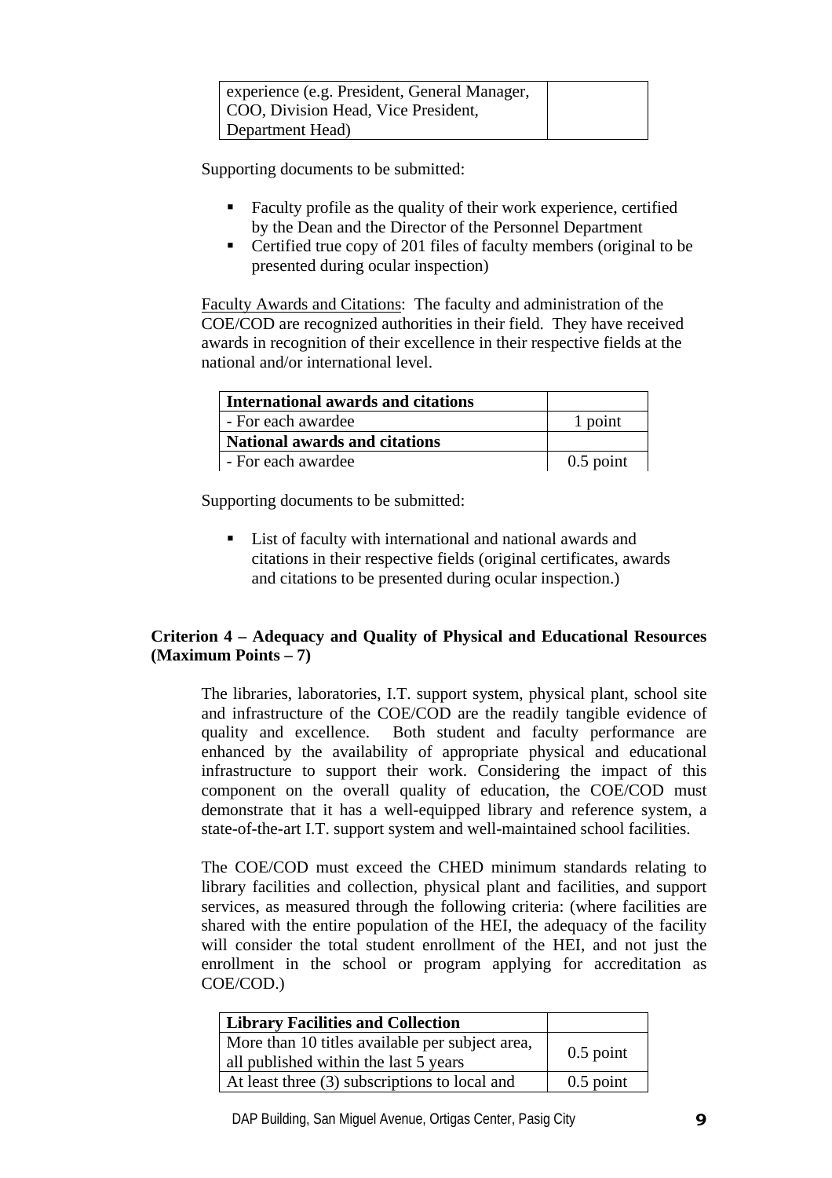| experience (e.g. President, General Manager, COO, Division Head, Vice President, Department Head) | |
|---|---|

Supporting documents to be submitted:

- Faculty profile as the quality of their work experience, certified by the Dean and the Director of the Personnel Department
- Certified true copy of 201 files of faculty members (original to be presented during ocular inspection)

Faculty Awards and Citations: The faculty and administration of the COE/COD are recognized authorities in their field. They have received awards in recognition of their excellence in their respective fields at the national and/or international level.

| **International awards and citations** | |
|---|---|
| - For each awardee | 1 point |
| **National awards and citations** | |
| - For each awardee | 0.5 point |

Supporting documents to be submitted:

- List of faculty with international and national awards and citations in their respective fields (original certificates, awards and citations to be presented during ocular inspection.)

**Criterion 4 – Adequacy and Quality of Physical and Educational Resources (Maximum Points – 7)**

The libraries, laboratories, I.T. support system, physical plant, school site and infrastructure of the COE/COD are the readily tangible evidence of quality and excellence. Both student and faculty performance are enhanced by the availability of appropriate physical and educational infrastructure to support their work. Considering the impact of this component on the overall quality of education, the COE/COD must demonstrate that it has a well-equipped library and reference system, a state-of-the-art I.T. support system and well-maintained school facilities.

The COE/COD must exceed the CHED minimum standards relating to library facilities and collection, physical plant and facilities, and support services, as measured through the following criteria: (where facilities are shared with the entire population of the HEI, the adequacy of the facility will consider the total student enrollment of the HEI, and not just the enrollment in the school or program applying for accreditation as COE/COD.)

| **Library Facilities and Collection** | |
|---|---|
| More than 10 titles available per subject area, all published within the last 5 years | 0.5 point |
| At least three (3) subscriptions to local and | 0.5 point |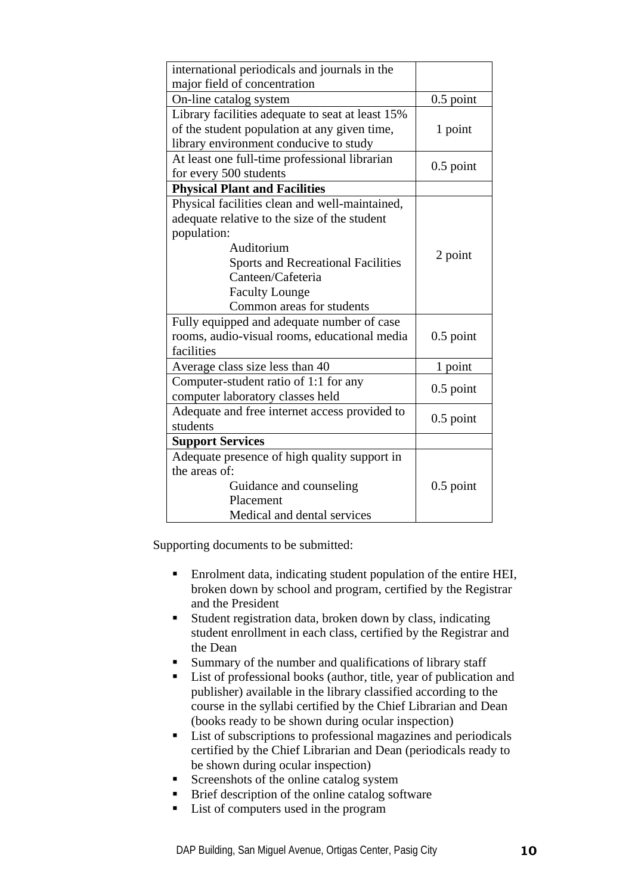| | |
|---|---|
| international periodicals and journals in the major field of concentration | |
| On-line catalog system | 0.5 point |
| Library facilities adequate to seat at least 15% of the student population at any given time, library environment conducive to study | 1 point |
| At least one full-time professional librarian for every 500 students | 0.5 point |
| **Physical Plant and Facilities** | |
| Physical facilities clean and well-maintained, adequate relative to the size of the student population:<br>Auditorium<br>Sports and Recreational Facilities<br>Canteen/Cafeteria<br>Faculty Lounge<br>Common areas for students | 2 point |
| Fully equipped and adequate number of case rooms, audio-visual rooms, educational media facilities | 0.5 point |
| Average class size less than 40 | 1 point |
| Computer-student ratio of 1:1 for any computer laboratory classes held | 0.5 point |
| Adequate and free internet access provided to students | 0.5 point |
| **Support Services** | |
| Adequate presence of high quality support in the areas of:<br>Guidance and counseling<br>Placement<br>Medical and dental services | 0.5 point |

Supporting documents to be submitted:

- Enrolment data, indicating student population of the entire HEI, broken down by school and program, certified by the Registrar and the President
- Student registration data, broken down by class, indicating student enrollment in each class, certified by the Registrar and the Dean
- Summary of the number and qualifications of library staff
- List of professional books (author, title, year of publication and publisher) available in the library classified according to the course in the syllabi certified by the Chief Librarian and Dean (books ready to be shown during ocular inspection)
- List of subscriptions to professional magazines and periodicals certified by the Chief Librarian and Dean (periodicals ready to be shown during ocular inspection)
- Screenshots of the online catalog system
- Brief description of the online catalog software
- List of computers used in the program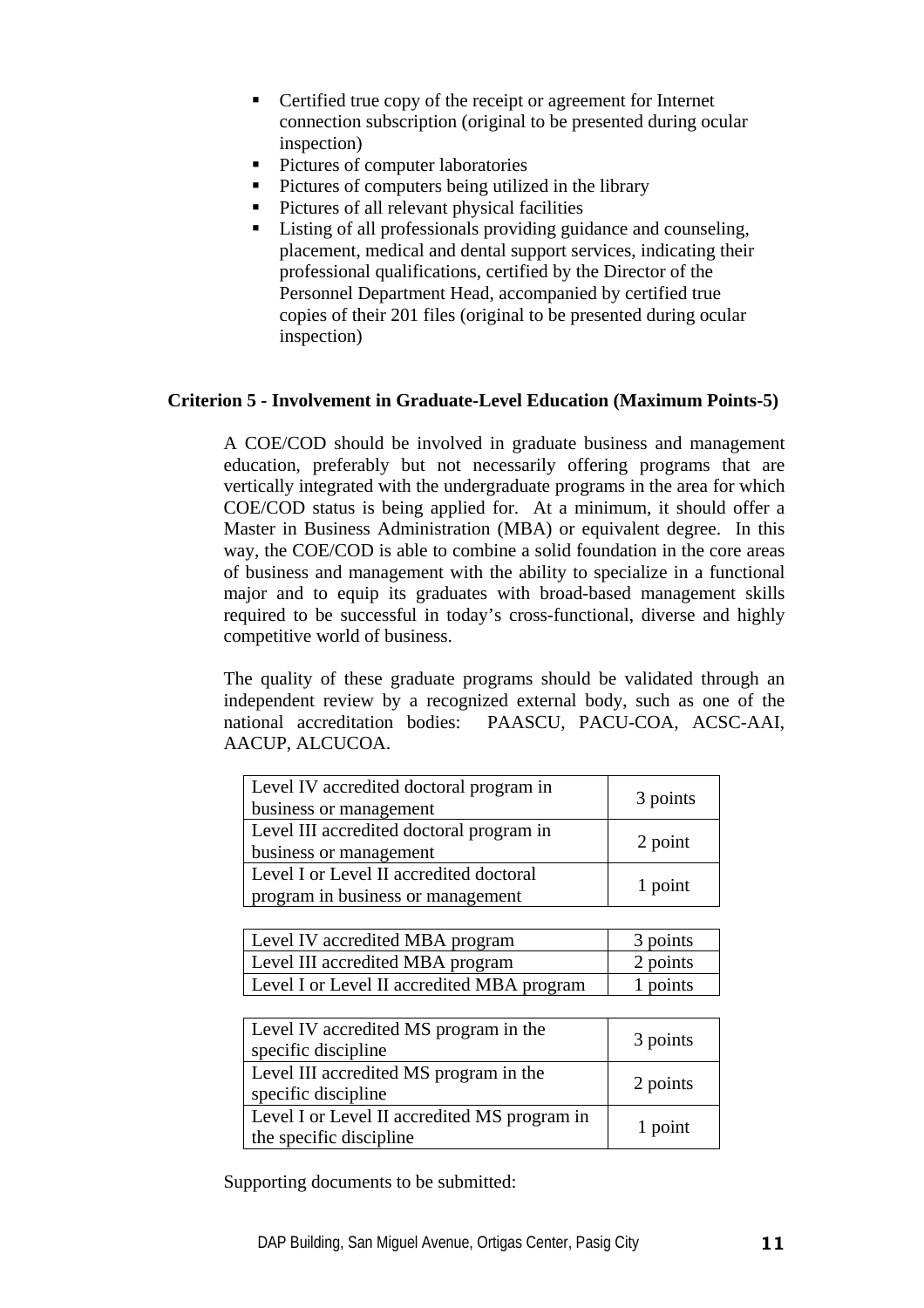- Certified true copy of the receipt or agreement for Internet connection subscription (original to be presented during ocular inspection)
- Pictures of computer laboratories
- Pictures of computers being utilized in the library
- Pictures of all relevant physical facilities
- Listing of all professionals providing guidance and counseling, placement, medical and dental support services, indicating their professional qualifications, certified by the Director of the Personnel Department Head, accompanied by certified true copies of their 201 files (original to be presented during ocular inspection)

**Criterion 5 - Involvement in Graduate-Level Education (Maximum Points-5)**

A COE/COD should be involved in graduate business and management education, preferably but not necessarily offering programs that are vertically integrated with the undergraduate programs in the area for which COE/COD status is being applied for. At a minimum, it should offer a Master in Business Administration (MBA) or equivalent degree. In this way, the COE/COD is able to combine a solid foundation in the core areas of business and management with the ability to specialize in a functional major and to equip its graduates with broad-based management skills required to be successful in today's cross-functional, diverse and highly competitive world of business.

The quality of these graduate programs should be validated through an independent review by a recognized external body, such as one of the national accreditation bodies: PAASCU, PACU-COA, ACSC-AAI, AACUP, ALCUCOA.

| | |
|---|---|
| Level IV accredited doctoral program in business or management | 3 points |
| Level III accredited doctoral program in business or management | 2 point |
| Level I or Level II accredited doctoral program in business or management | 1 point |

| | |
|---|---|
| Level IV accredited MBA program | 3 points |
| Level III accredited MBA program | 2 points |
| Level I or Level II accredited MBA program | 1 points |

| | |
|---|---|
| Level IV accredited MS program in the specific discipline | 3 points |
| Level III accredited MS program in the specific discipline | 2 points |
| Level I or Level II accredited MS program in the specific discipline | 1 point |

Supporting documents to be submitted: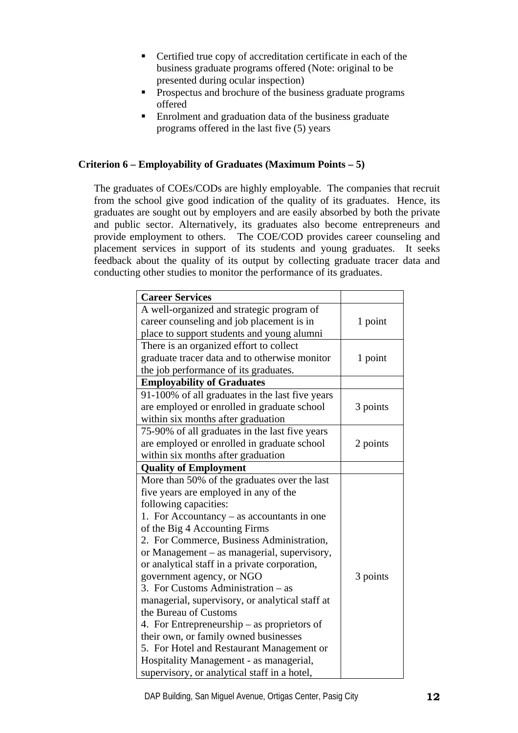- Certified true copy of accreditation certificate in each of the business graduate programs offered (Note: original to be presented during ocular inspection)
- Prospectus and brochure of the business graduate programs offered
- Enrolment and graduation data of the business graduate programs offered in the last five (5) years

**Criterion 6 – Employability of Graduates (Maximum Points – 5)**

The graduates of COEs/CODs are highly employable. The companies that recruit from the school give good indication of the quality of its graduates. Hence, its graduates are sought out by employers and are easily absorbed by both the private and public sector. Alternatively, its graduates also become entrepreneurs and provide employment to others. The COE/COD provides career counseling and placement services in support of its students and young graduates. It seeks feedback about the quality of its output by collecting graduate tracer data and conducting other studies to monitor the performance of its graduates.

| **Career Services** | |
|---|---|
| A well-organized and strategic program of career counseling and job placement is in place to support students and young alumni | 1 point |
| There is an organized effort to collect graduate tracer data and to otherwise monitor the job performance of its graduates. | 1 point |
| **Employability of Graduates** | |
| 91-100% of all graduates in the last five years are employed or enrolled in graduate school within six months after graduation | 3 points |
| 75-90% of all graduates in the last five years are employed or enrolled in graduate school within six months after graduation | 2 points |
| **Quality of Employment** | |
| More than 50% of the graduates over the last five years are employed in any of the following capacities:<br>1. For Accountancy – as accountants in one of the Big 4 Accounting Firms<br>2. For Commerce, Business Administration, or Management – as managerial, supervisory, or analytical staff in a private corporation, government agency, or NGO<br>3. For Customs Administration – as managerial, supervisory, or analytical staff at the Bureau of Customs<br>4. For Entrepreneurship – as proprietors of their own, or family owned businesses<br>5. For Hotel and Restaurant Management or Hospitality Management - as managerial, supervisory, or analytical staff in a hotel, | 3 points |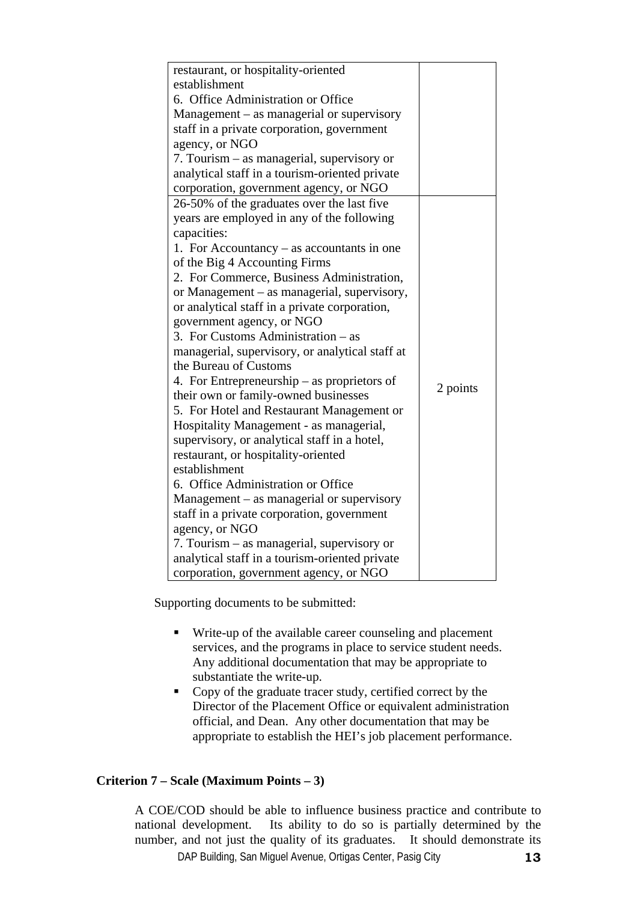| | |
|---|---|
| restaurant, or hospitality-oriented establishment<br>6. Office Administration or Office Management – as managerial or supervisory staff in a private corporation, government agency, or NGO<br>7. Tourism – as managerial, supervisory or analytical staff in a tourism-oriented private corporation, government agency, or NGO | |
| 26-50% of the graduates over the last five years are employed in any of the following capacities:<br>1. For Accountancy – as accountants in one of the Big 4 Accounting Firms<br>2. For Commerce, Business Administration, or Management – as managerial, supervisory, or analytical staff in a private corporation, government agency, or NGO<br>3. For Customs Administration – as managerial, supervisory, or analytical staff at the Bureau of Customs<br>4. For Entrepreneurship – as proprietors of their own or family-owned businesses<br>5. For Hotel and Restaurant Management or Hospitality Management - as managerial, supervisory, or analytical staff in a hotel, restaurant, or hospitality-oriented establishment<br>6. Office Administration or Office Management – as managerial or supervisory staff in a private corporation, government agency, or NGO<br>7. Tourism – as managerial, supervisory or analytical staff in a tourism-oriented private corporation, government agency, or NGO | 2 points |

Supporting documents to be submitted:

- Write-up of the available career counseling and placement services, and the programs in place to service student needs. Any additional documentation that may be appropriate to substantiate the write-up.
- Copy of the graduate tracer study, certified correct by the Director of the Placement Office or equivalent administration official, and Dean. Any other documentation that may be appropriate to establish the HEI's job placement performance.

**Criterion 7 – Scale (Maximum Points – 3)**

A COE/COD should be able to influence business practice and contribute to national development. Its ability to do so is partially determined by the number, and not just the quality of its graduates. It should demonstrate its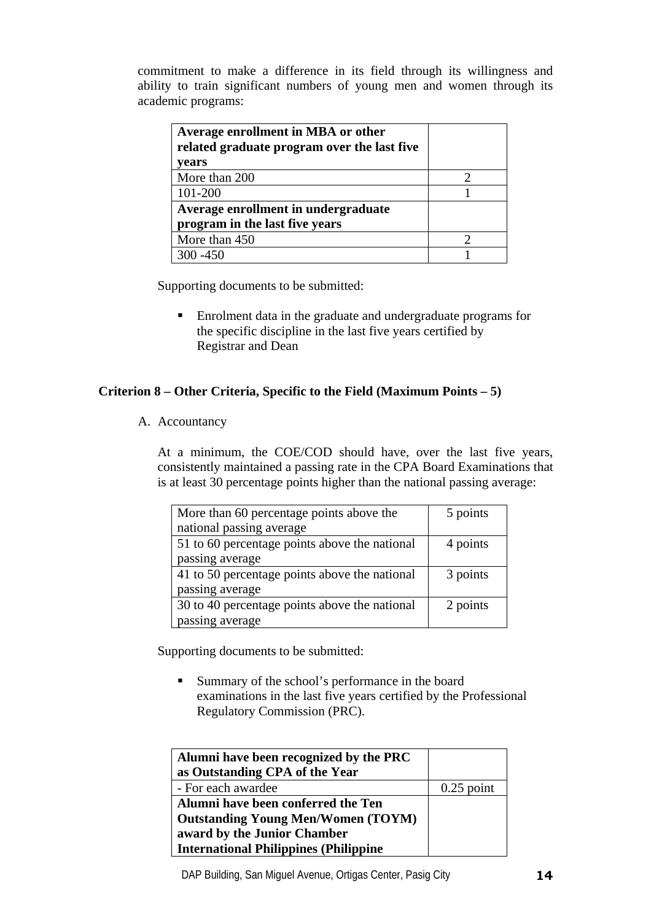commitment to make a difference in its field through its willingness and ability to train significant numbers of young men and women through its academic programs:

| **Average enrollment in MBA or other related graduate program over the last five years** | |
|---|---|
| More than 200 | 2 |
| 101-200 | 1 |
| **Average enrollment in undergraduate program in the last five years** | |
| More than 450 | 2 |
| 300 -450 | 1 |

Supporting documents to be submitted:

- Enrolment data in the graduate and undergraduate programs for the specific discipline in the last five years certified by Registrar and Dean

**Criterion 8 – Other Criteria, Specific to the Field (Maximum Points – 5)**

A. Accountancy

At a minimum, the COE/COD should have, over the last five years, consistently maintained a passing rate in the CPA Board Examinations that is at least 30 percentage points higher than the national passing average:

| More than 60 percentage points above the national passing average | 5 points |
|---|---|
| 51 to 60 percentage points above the national passing average | 4 points |
| 41 to 50 percentage points above the national passing average | 3 points |
| 30 to 40 percentage points above the national passing average | 2 points |

Supporting documents to be submitted:

- Summary of the school's performance in the board examinations in the last five years certified by the Professional Regulatory Commission (PRC).

| **Alumni have been recognized by the PRC as Outstanding CPA of the Year** | |
|---|---|
| - For each awardee | 0.25 point |
| **Alumni have been conferred the Ten Outstanding Young Men/Women (TOYM) award by the Junior Chamber International Philippines (Philippine** | |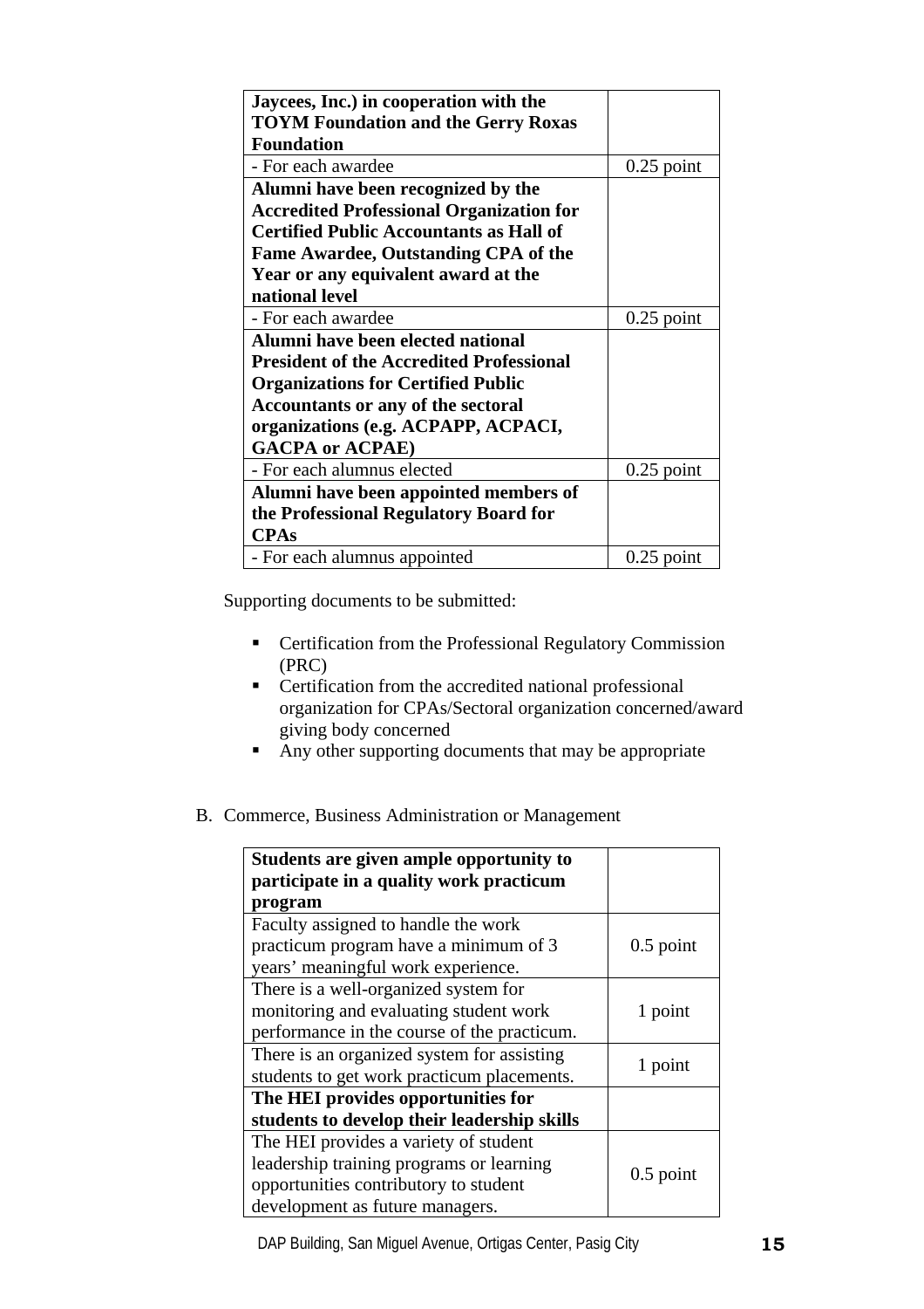| **Jaycees, Inc.) in cooperation with the TOYM Foundation and the Gerry Roxas Foundation** | |
|---|---|
| - For each awardee | 0.25 point |
| **Alumni have been recognized by the Accredited Professional Organization for Certified Public Accountants as Hall of Fame Awardee, Outstanding CPA of the Year or any equivalent award at the national level** | |
| - For each awardee | 0.25 point |
| **Alumni have been elected national President of the Accredited Professional Organizations for Certified Public Accountants or any of the sectoral organizations (e.g. ACPAPP, ACPACI, GACPA or ACPAE)** | |
| - For each alumnus elected | 0.25 point |
| **Alumni have been appointed members of the Professional Regulatory Board for CPAs** | |
| - For each alumnus appointed | 0.25 point |

Supporting documents to be submitted:

- Certification from the Professional Regulatory Commission (PRC)
- Certification from the accredited national professional organization for CPAs/Sectoral organization concerned/award giving body concerned
- Any other supporting documents that may be appropriate

B. Commerce, Business Administration or Management

| **Students are given ample opportunity to participate in a quality work practicum program** | |
|---|---|
| Faculty assigned to handle the work practicum program have a minimum of 3 years' meaningful work experience. | 0.5 point |
| There is a well-organized system for monitoring and evaluating student work performance in the course of the practicum. | 1 point |
| There is an organized system for assisting students to get work practicum placements. | 1 point |
| **The HEI provides opportunities for students to develop their leadership skills** | |
| The HEI provides a variety of student leadership training programs or learning opportunities contributory to student development as future managers. | 0.5 point |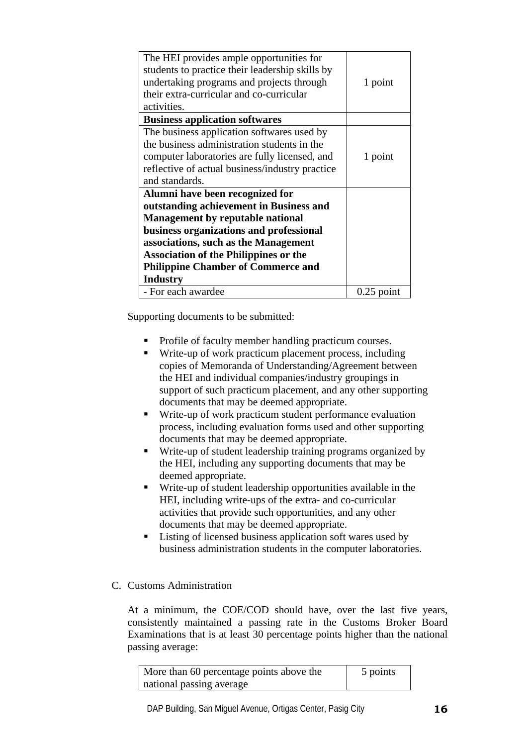| | |
|---|---|
| The HEI provides ample opportunities for students to practice their leadership skills by undertaking programs and projects through their extra-curricular and co-curricular activities. | 1 point |
| **Business application softwares** | |
| The business application softwares used by the business administration students in the computer laboratories are fully licensed, and reflective of actual business/industry practice and standards. | 1 point |
| **Alumni have been recognized for outstanding achievement in Business and Management by reputable national business organizations and professional associations, such as the Management Association of the Philippines or the Philippine Chamber of Commerce and Industry** | |
| - For each awardee | 0.25 point |

Supporting documents to be submitted:

- Profile of faculty member handling practicum courses.
- Write-up of work practicum placement process, including copies of Memoranda of Understanding/Agreement between the HEI and individual companies/industry groupings in support of such practicum placement, and any other supporting documents that may be deemed appropriate.
- Write-up of work practicum student performance evaluation process, including evaluation forms used and other supporting documents that may be deemed appropriate.
- Write-up of student leadership training programs organized by the HEI, including any supporting documents that may be deemed appropriate.
- Write-up of student leadership opportunities available in the HEI, including write-ups of the extra- and co-curricular activities that provide such opportunities, and any other documents that may be deemed appropriate.
- Listing of licensed business application soft wares used by business administration students in the computer laboratories.

C. Customs Administration

At a minimum, the COE/COD should have, over the last five years, consistently maintained a passing rate in the Customs Broker Board Examinations that is at least 30 percentage points higher than the national passing average:

| | |
|---|---|
| More than 60 percentage points above the national passing average | 5 points |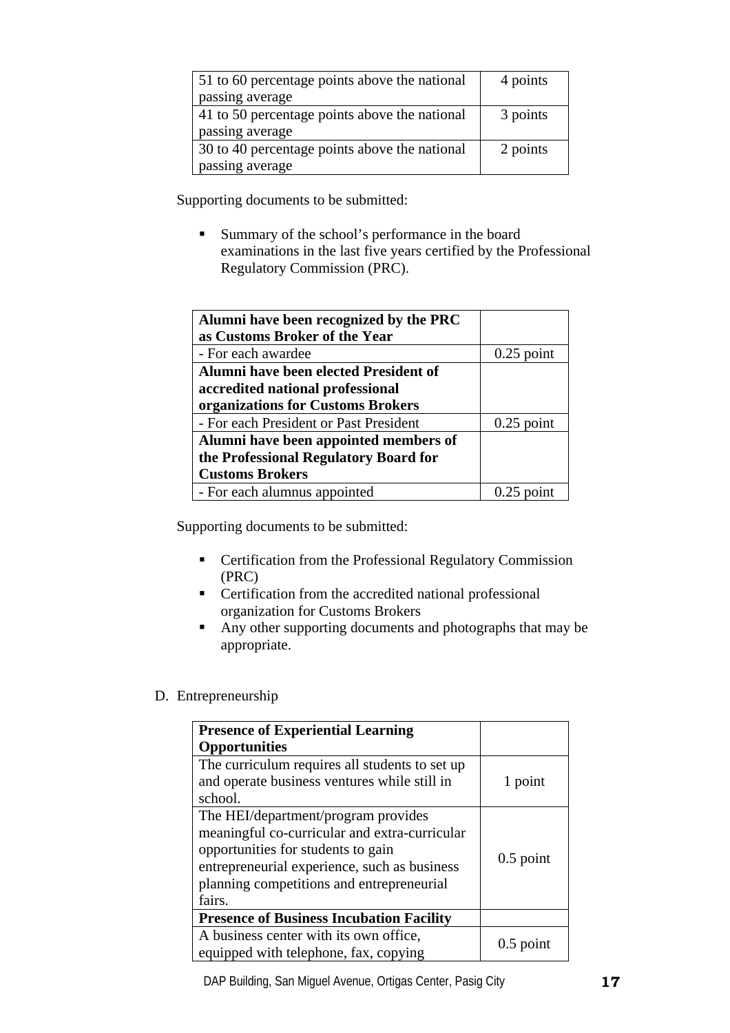| | |
|---|---|
| 51 to 60 percentage points above the national passing average | 4 points |
| 41 to 50 percentage points above the national passing average | 3 points |
| 30 to 40 percentage points above the national passing average | 2 points |

Supporting documents to be submitted:

- Summary of the school's performance in the board examinations in the last five years certified by the Professional Regulatory Commission (PRC).

| | |
|---|---|
| **Alumni have been recognized by the PRC as Customs Broker of the Year** | |
| - For each awardee | 0.25 point |
| **Alumni have been elected President of accredited national professional organizations for Customs Brokers** | |
| - For each President or Past President | 0.25 point |
| **Alumni have been appointed members of the Professional Regulatory Board for Customs Brokers** | |
| - For each alumnus appointed | 0.25 point |

Supporting documents to be submitted:

- Certification from the Professional Regulatory Commission (PRC)
- Certification from the accredited national professional organization for Customs Brokers
- Any other supporting documents and photographs that may be appropriate.

D. Entrepreneurship

| | |
|---|---|
| **Presence of Experiential Learning Opportunities** | |
| The curriculum requires all students to set up and operate business ventures while still in school. | 1 point |
| The HEI/department/program provides meaningful co-curricular and extra-curricular opportunities for students to gain entrepreneurial experience, such as business planning competitions and entrepreneurial fairs. | 0.5 point |
| **Presence of Business Incubation Facility** | |
| A business center with its own office, equipped with telephone, fax, copying | 0.5 point |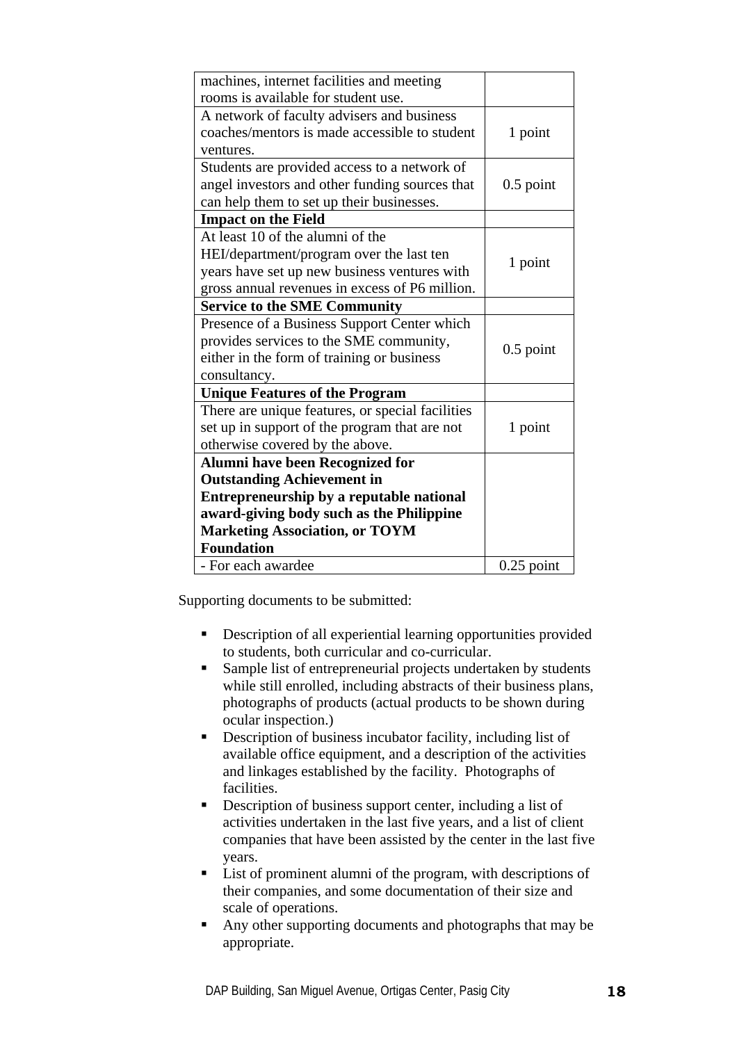| | |
|---|---|
| machines, internet facilities and meeting rooms is available for student use. | |
| A network of faculty advisers and business coaches/mentors is made accessible to student ventures. | 1 point |
| Students are provided access to a network of angel investors and other funding sources that can help them to set up their businesses. | 0.5 point |
| **Impact on the Field** | |
| At least 10 of the alumni of the HEI/department/program over the last ten years have set up new business ventures with gross annual revenues in excess of P6 million. | 1 point |
| **Service to the SME Community** | |
| Presence of a Business Support Center which provides services to the SME community, either in the form of training or business consultancy. | 0.5 point |
| **Unique Features of the Program** | |
| There are unique features, or special facilities set up in support of the program that are not otherwise covered by the above. | 1 point |
| **Alumni have been Recognized for Outstanding Achievement in Entrepreneurship by a reputable national award-giving body such as the Philippine Marketing Association, or TOYM Foundation** | |
| - For each awardee | 0.25 point |

Supporting documents to be submitted:

- Description of all experiential learning opportunities provided to students, both curricular and co-curricular.
- Sample list of entrepreneurial projects undertaken by students while still enrolled, including abstracts of their business plans, photographs of products (actual products to be shown during ocular inspection.)
- Description of business incubator facility, including list of available office equipment, and a description of the activities and linkages established by the facility. Photographs of facilities.
- Description of business support center, including a list of activities undertaken in the last five years, and a list of client companies that have been assisted by the center in the last five years.
- List of prominent alumni of the program, with descriptions of their companies, and some documentation of their size and scale of operations.
- Any other supporting documents and photographs that may be appropriate.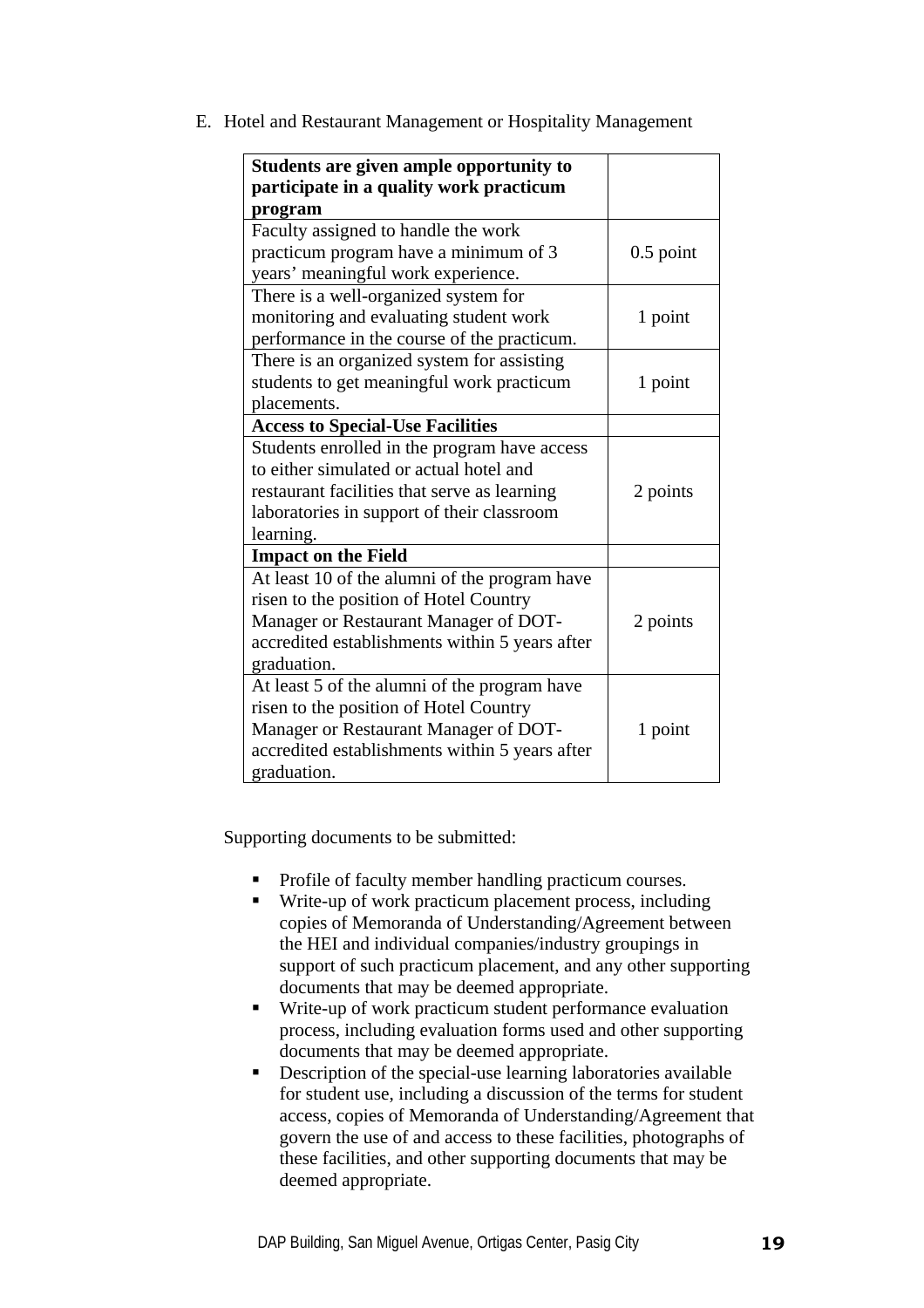E. Hotel and Restaurant Management or Hospitality Management

| **Students are given ample opportunity to participate in a quality work practicum program** | |
|---|---|
| Faculty assigned to handle the work practicum program have a minimum of 3 years' meaningful work experience. | 0.5 point |
| There is a well-organized system for monitoring and evaluating student work performance in the course of the practicum. | 1 point |
| There is an organized system for assisting students to get meaningful work practicum placements. | 1 point |
| **Access to Special-Use Facilities** | |
| Students enrolled in the program have access to either simulated or actual hotel and restaurant facilities that serve as learning laboratories in support of their classroom learning. | 2 points |
| **Impact on the Field** | |
| At least 10 of the alumni of the program have risen to the position of Hotel Country Manager or Restaurant Manager of DOT-accredited establishments within 5 years after graduation. | 2 points |
| At least 5 of the alumni of the program have risen to the position of Hotel Country Manager or Restaurant Manager of DOT-accredited establishments within 5 years after graduation. | 1 point |

Supporting documents to be submitted:

- Profile of faculty member handling practicum courses.
- Write-up of work practicum placement process, including copies of Memoranda of Understanding/Agreement between the HEI and individual companies/industry groupings in support of such practicum placement, and any other supporting documents that may be deemed appropriate.
- Write-up of work practicum student performance evaluation process, including evaluation forms used and other supporting documents that may be deemed appropriate.
- Description of the special-use learning laboratories available for student use, including a discussion of the terms for student access, copies of Memoranda of Understanding/Agreement that govern the use of and access to these facilities, photographs of these facilities, and other supporting documents that may be deemed appropriate.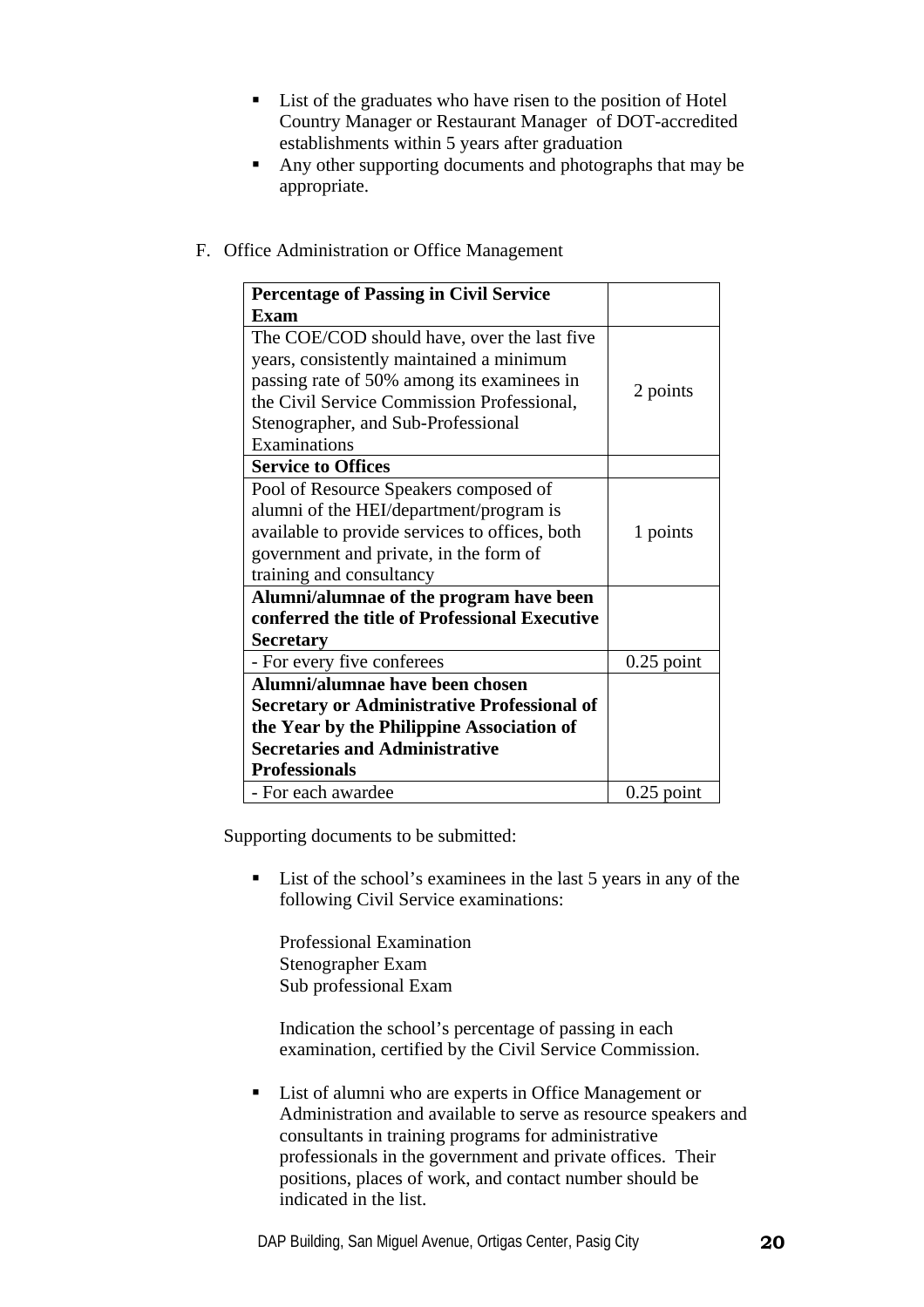- List of the graduates who have risen to the position of Hotel Country Manager or Restaurant Manager of DOT-accredited establishments within 5 years after graduation
- Any other supporting documents and photographs that may be appropriate.

F. Office Administration or Office Management

| **Percentage of Passing in Civil Service Exam** | |
|---|---|
| The COE/COD should have, over the last five years, consistently maintained a minimum passing rate of 50% among its examinees in the Civil Service Commission Professional, Stenographer, and Sub-Professional Examinations | 2 points |
| **Service to Offices** | |
| Pool of Resource Speakers composed of alumni of the HEI/department/program is available to provide services to offices, both government and private, in the form of training and consultancy | 1 points |
| **Alumni/alumnae of the program have been conferred the title of Professional Executive Secretary** | |
| - For every five conferees | 0.25 point |
| **Alumni/alumnae have been chosen Secretary or Administrative Professional of the Year by the Philippine Association of Secretaries and Administrative Professionals** | |
| - For each awardee | 0.25 point |

Supporting documents to be submitted:

- List of the school's examinees in the last 5 years in any of the following Civil Service examinations:

  Professional Examination
  Stenographer Exam
  Sub professional Exam

  Indication the school's percentage of passing in each examination, certified by the Civil Service Commission.

- List of alumni who are experts in Office Management or Administration and available to serve as resource speakers and consultants in training programs for administrative professionals in the government and private offices. Their positions, places of work, and contact number should be indicated in the list.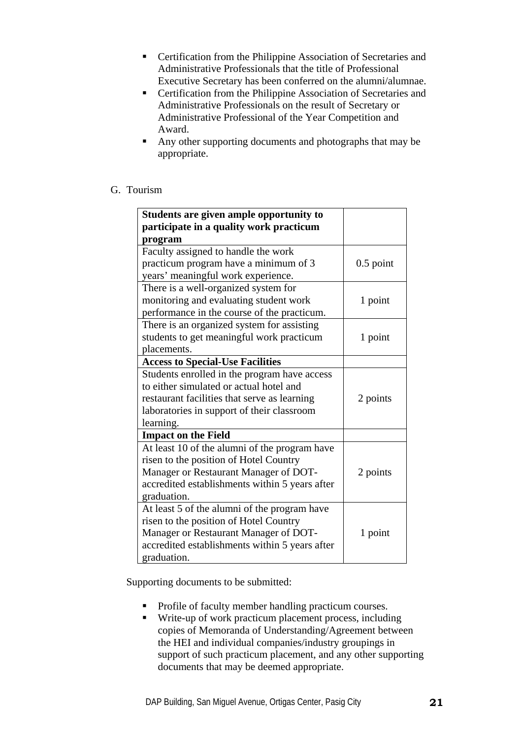- Certification from the Philippine Association of Secretaries and Administrative Professionals that the title of Professional Executive Secretary has been conferred on the alumni/alumnae.
- Certification from the Philippine Association of Secretaries and Administrative Professionals on the result of Secretary or Administrative Professional of the Year Competition and Award.
- Any other supporting documents and photographs that may be appropriate.

G. Tourism

| **Students are given ample opportunity to participate in a quality work practicum program** | |
|---|---|
| Faculty assigned to handle the work practicum program have a minimum of 3 years' meaningful work experience. | 0.5 point |
| There is a well-organized system for monitoring and evaluating student work performance in the course of the practicum. | 1 point |
| There is an organized system for assisting students to get meaningful work practicum placements. | 1 point |
| **Access to Special-Use Facilities** | |
| Students enrolled in the program have access to either simulated or actual hotel and restaurant facilities that serve as learning laboratories in support of their classroom learning. | 2 points |
| **Impact on the Field** | |
| At least 10 of the alumni of the program have risen to the position of Hotel Country Manager or Restaurant Manager of DOT-accredited establishments within 5 years after graduation. | 2 points |
| At least 5 of the alumni of the program have risen to the position of Hotel Country Manager or Restaurant Manager of DOT-accredited establishments within 5 years after graduation. | 1 point |

Supporting documents to be submitted:

- Profile of faculty member handling practicum courses.
- Write-up of work practicum placement process, including copies of Memoranda of Understanding/Agreement between the HEI and individual companies/industry groupings in support of such practicum placement, and any other supporting documents that may be deemed appropriate.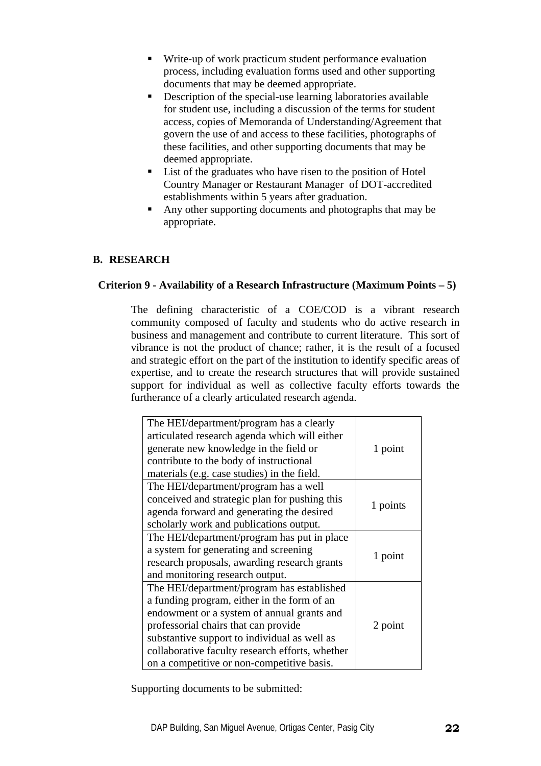- Write-up of work practicum student performance evaluation process, including evaluation forms used and other supporting documents that may be deemed appropriate.
- Description of the special-use learning laboratories available for student use, including a discussion of the terms for student access, copies of Memoranda of Understanding/Agreement that govern the use of and access to these facilities, photographs of these facilities, and other supporting documents that may be deemed appropriate.
- List of the graduates who have risen to the position of Hotel Country Manager or Restaurant Manager of DOT-accredited establishments within 5 years after graduation.
- Any other supporting documents and photographs that may be appropriate.

## B. RESEARCH

### Criterion 9 - Availability of a Research Infrastructure (Maximum Points – 5)

The defining characteristic of a COE/COD is a vibrant research community composed of faculty and students who do active research in business and management and contribute to current literature. This sort of vibrance is not the product of chance; rather, it is the result of a focused and strategic effort on the part of the institution to identify specific areas of expertise, and to create the research structures that will provide sustained support for individual as well as collective faculty efforts towards the furtherance of a clearly articulated research agenda.

| | |
|---|---|
| The HEI/department/program has a clearly articulated research agenda which will either generate new knowledge in the field or contribute to the body of instructional materials (e.g. case studies) in the field. | 1 point |
| The HEI/department/program has a well conceived and strategic plan for pushing this agenda forward and generating the desired scholarly work and publications output. | 1 points |
| The HEI/department/program has put in place a system for generating and screening research proposals, awarding research grants and monitoring research output. | 1 point |
| The HEI/department/program has established a funding program, either in the form of an endowment or a system of annual grants and professorial chairs that can provide substantive support to individual as well as collaborative faculty research efforts, whether on a competitive or non-competitive basis. | 2 point |

Supporting documents to be submitted: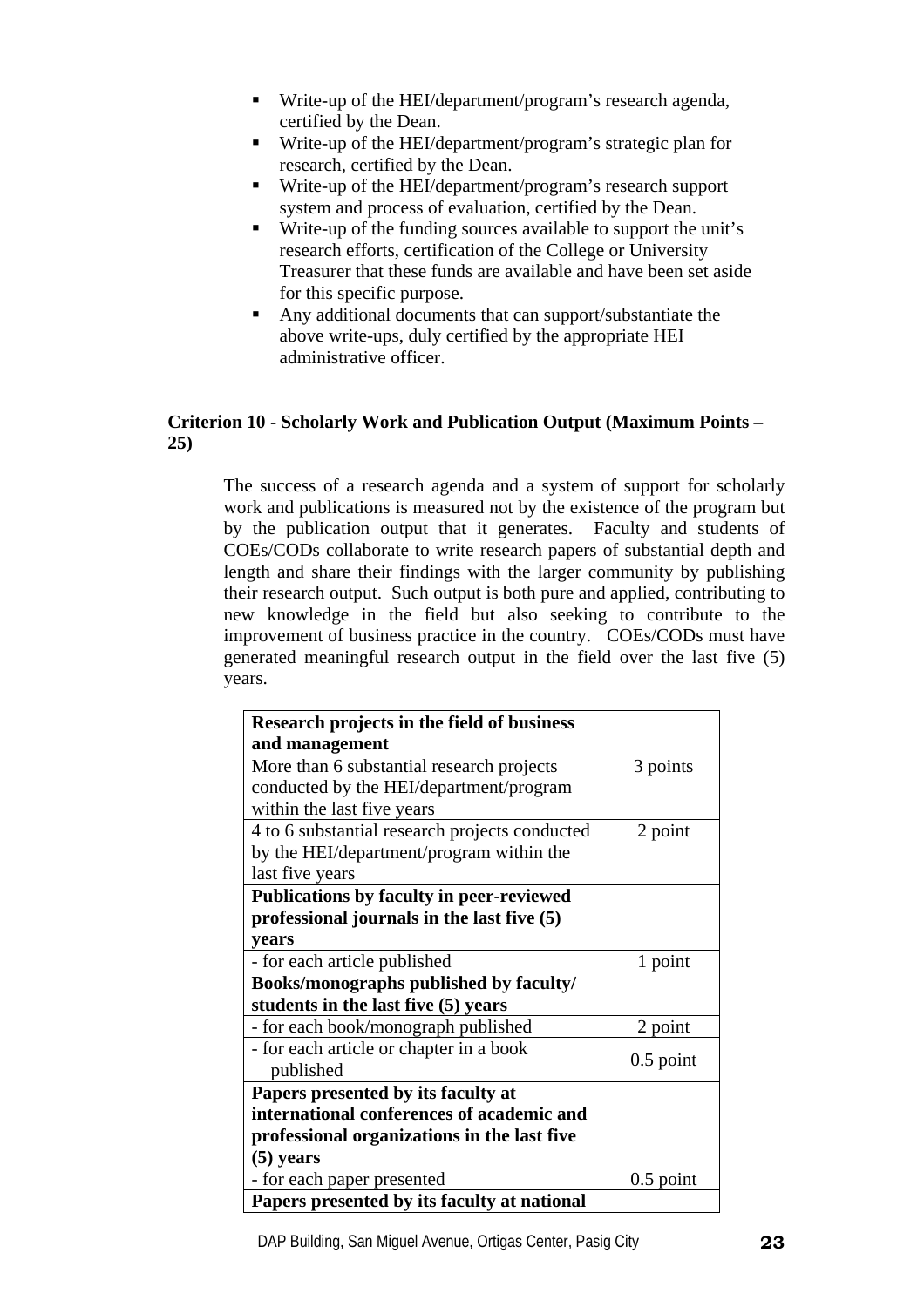- Write-up of the HEI/department/program's research agenda, certified by the Dean.
- Write-up of the HEI/department/program's strategic plan for research, certified by the Dean.
- Write-up of the HEI/department/program's research support system and process of evaluation, certified by the Dean.
- Write-up of the funding sources available to support the unit's research efforts, certification of the College or University Treasurer that these funds are available and have been set aside for this specific purpose.
- Any additional documents that can support/substantiate the above write-ups, duly certified by the appropriate HEI administrative officer.

**Criterion 10 - Scholarly Work and Publication Output (Maximum Points – 25)**

The success of a research agenda and a system of support for scholarly work and publications is measured not by the existence of the program but by the publication output that it generates. Faculty and students of COEs/CODs collaborate to write research papers of substantial depth and length and share their findings with the larger community by publishing their research output. Such output is both pure and applied, contributing to new knowledge in the field but also seeking to contribute to the improvement of business practice in the country. COEs/CODs must have generated meaningful research output in the field over the last five (5) years.

| **Research projects in the field of business and management** | |
|---|---|
| More than 6 substantial research projects conducted by the HEI/department/program within the last five years | 3 points |
| 4 to 6 substantial research projects conducted by the HEI/department/program within the last five years | 2 point |
| **Publications by faculty in peer-reviewed professional journals in the last five (5) years** | |
| - for each article published | 1 point |
| **Books/monographs published by faculty/ students in the last five (5) years** | |
| - for each book/monograph published | 2 point |
| - for each article or chapter in a book published | 0.5 point |
| **Papers presented by its faculty at international conferences of academic and professional organizations in the last five (5) years** | |
| - for each paper presented | 0.5 point |
| **Papers presented by its faculty at national** | |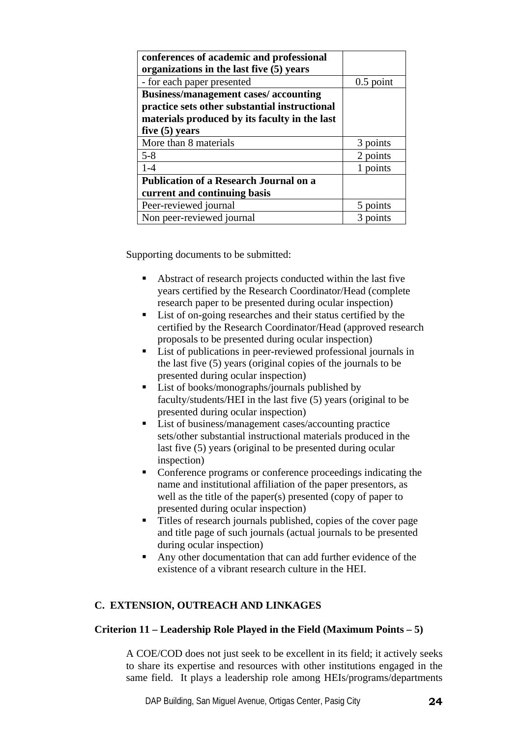| **conferences of academic and professional organizations in the last five (5) years** | |
|---|---|
| - for each paper presented | 0.5 point |
| **Business/management cases/ accounting practice sets other substantial instructional materials produced by its faculty in the last five (5) years** | |
| More than 8 materials | 3 points |
| 5-8 | 2 points |
| 1-4 | 1 points |
| **Publication of a Research Journal on a current and continuing basis** | |
| Peer-reviewed journal | 5 points |
| Non peer-reviewed journal | 3 points |

Supporting documents to be submitted:

- Abstract of research projects conducted within the last five years certified by the Research Coordinator/Head (complete research paper to be presented during ocular inspection)
- List of on-going researches and their status certified by the certified by the Research Coordinator/Head (approved research proposals to be presented during ocular inspection)
- List of publications in peer-reviewed professional journals in the last five (5) years (original copies of the journals to be presented during ocular inspection)
- List of books/monographs/journals published by faculty/students/HEI in the last five (5) years (original to be presented during ocular inspection)
- List of business/management cases/accounting practice sets/other substantial instructional materials produced in the last five (5) years (original to be presented during ocular inspection)
- Conference programs or conference proceedings indicating the name and institutional affiliation of the paper presentors, as well as the title of the paper(s) presented (copy of paper to presented during ocular inspection)
- Titles of research journals published, copies of the cover page and title page of such journals (actual journals to be presented during ocular inspection)
- Any other documentation that can add further evidence of the existence of a vibrant research culture in the HEI.

## C. EXTENSION, OUTREACH AND LINKAGES

### Criterion 11 – Leadership Role Played in the Field (Maximum Points – 5)

A COE/COD does not just seek to be excellent in its field; it actively seeks to share its expertise and resources with other institutions engaged in the same field. It plays a leadership role among HEIs/programs/departments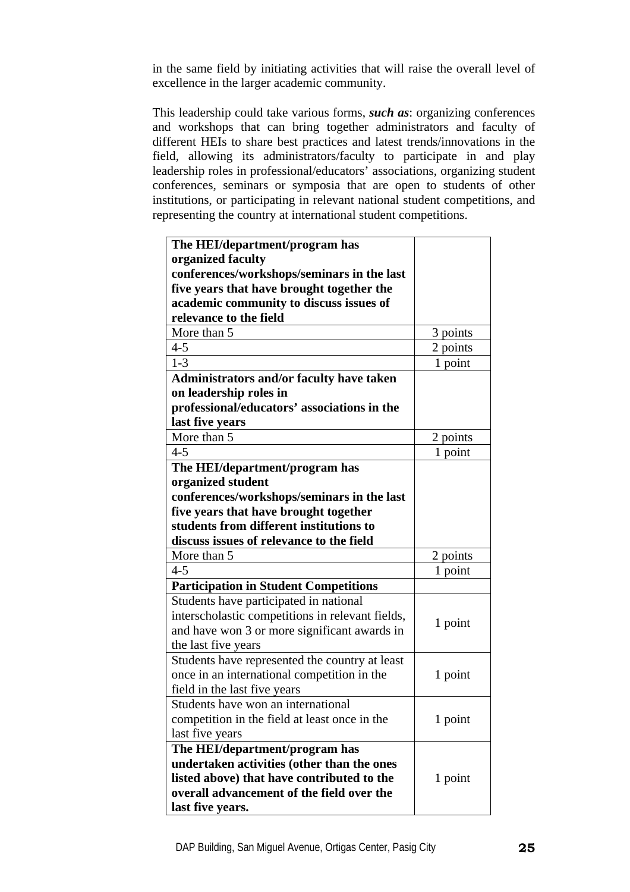in the same field by initiating activities that will raise the overall level of excellence in the larger academic community.

This leadership could take various forms, ***such as***: organizing conferences and workshops that can bring together administrators and faculty of different HEIs to share best practices and latest trends/innovations in the field, allowing its administrators/faculty to participate in and play leadership roles in professional/educators' associations, organizing student conferences, seminars or symposia that are open to students of other institutions, or participating in relevant national student competitions, and representing the country at international student competitions.

| **The HEI/department/program has organized faculty conferences/workshops/seminars in the last five years that have brought together the academic community to discuss issues of relevance to the field** | |
|---|---|
| More than 5 | 3 points |
| 4-5 | 2 points |
| 1-3 | 1 point |
| **Administrators and/or faculty have taken on leadership roles in professional/educators' associations in the last five years** | |
| More than 5 | 2 points |
| 4-5 | 1 point |
| **The HEI/department/program has organized student conferences/workshops/seminars in the last five years that have brought together students from different institutions to discuss issues of relevance to the field** | |
| More than 5 | 2 points |
| 4-5 | 1 point |
| **Participation in Student Competitions** | |
| Students have participated in national interscholastic competitions in relevant fields, and have won 3 or more significant awards in the last five years | 1 point |
| Students have represented the country at least once in an international competition in the field in the last five years | 1 point |
| Students have won an international competition in the field at least once in the last five years | 1 point |
| **The HEI/department/program has undertaken activities (other than the ones listed above) that have contributed to the overall advancement of the field over the last five years.** | 1 point |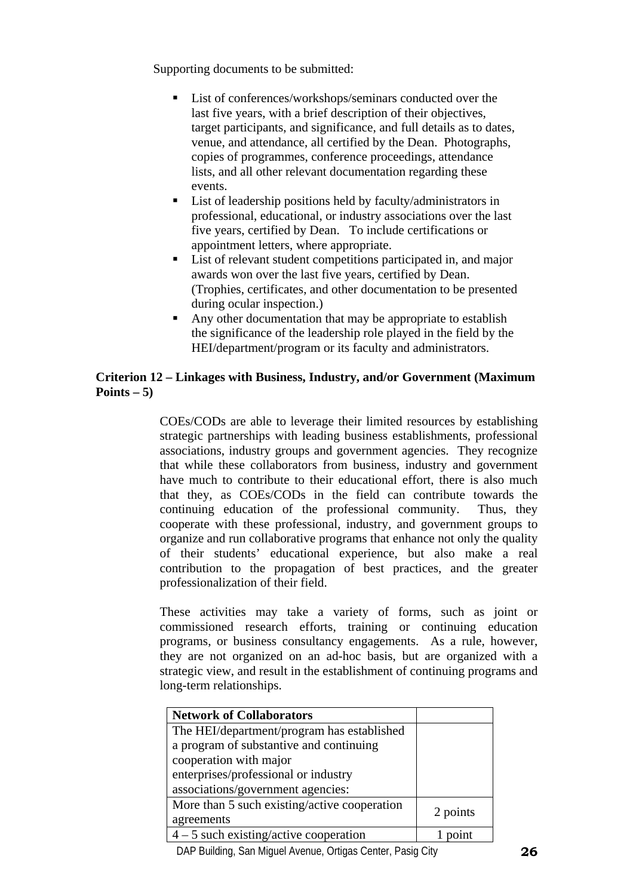Supporting documents to be submitted:

- List of conferences/workshops/seminars conducted over the last five years, with a brief description of their objectives, target participants, and significance, and full details as to dates, venue, and attendance, all certified by the Dean. Photographs, copies of programmes, conference proceedings, attendance lists, and all other relevant documentation regarding these events.
- List of leadership positions held by faculty/administrators in professional, educational, or industry associations over the last five years, certified by Dean. To include certifications or appointment letters, where appropriate.
- List of relevant student competitions participated in, and major awards won over the last five years, certified by Dean. (Trophies, certificates, and other documentation to be presented during ocular inspection.)
- Any other documentation that may be appropriate to establish the significance of the leadership role played in the field by the HEI/department/program or its faculty and administrators.

**Criterion 12 – Linkages with Business, Industry, and/or Government (Maximum Points – 5)**

COEs/CODs are able to leverage their limited resources by establishing strategic partnerships with leading business establishments, professional associations, industry groups and government agencies. They recognize that while these collaborators from business, industry and government have much to contribute to their educational effort, there is also much that they, as COEs/CODs in the field can contribute towards the continuing education of the professional community. Thus, they cooperate with these professional, industry, and government groups to organize and run collaborative programs that enhance not only the quality of their students' educational experience, but also make a real contribution to the propagation of best practices, and the greater professionalization of their field.

These activities may take a variety of forms, such as joint or commissioned research efforts, training or continuing education programs, or business consultancy engagements. As a rule, however, they are not organized on an ad-hoc basis, but are organized with a strategic view, and result in the establishment of continuing programs and long-term relationships.

| **Network of Collaborators** | |
|---|---|
| The HEI/department/program has established a program of substantive and continuing cooperation with major enterprises/professional or industry associations/government agencies: | |
| More than 5 such existing/active cooperation agreements | 2 points |
| 4 – 5 such existing/active cooperation | 1 point |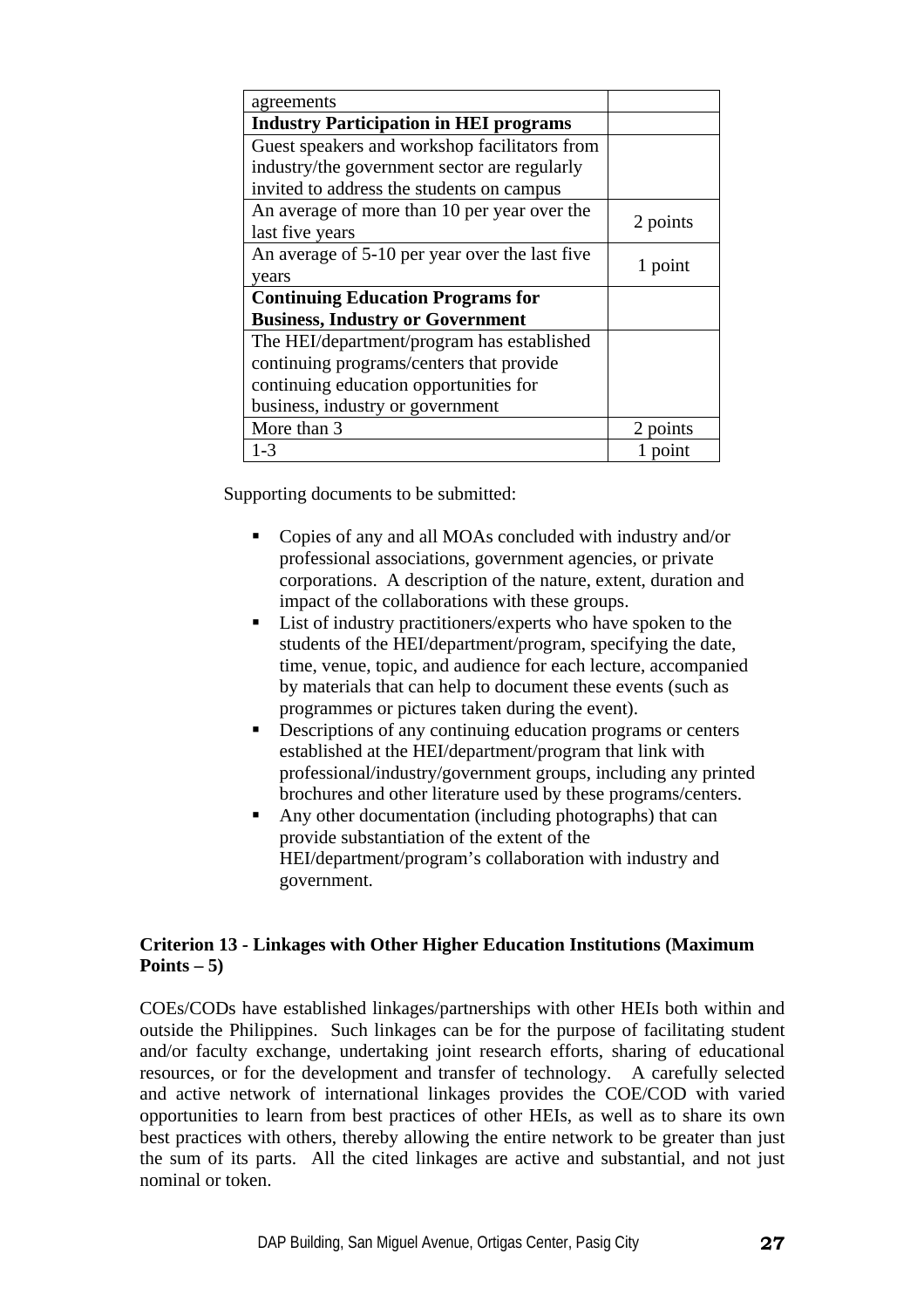| agreements | |
|---|---|
| **Industry Participation in HEI programs** | |
| Guest speakers and workshop facilitators from industry/the government sector are regularly invited to address the students on campus | |
| An average of more than 10 per year over the last five years | 2 points |
| An average of 5-10 per year over the last five years | 1 point |
| **Continuing Education Programs for Business, Industry or Government** | |
| The HEI/department/program has established continuing programs/centers that provide continuing education opportunities for business, industry or government | |
| More than 3 | 2 points |
| 1-3 | 1 point |

Supporting documents to be submitted:

- Copies of any and all MOAs concluded with industry and/or professional associations, government agencies, or private corporations. A description of the nature, extent, duration and impact of the collaborations with these groups.
- List of industry practitioners/experts who have spoken to the students of the HEI/department/program, specifying the date, time, venue, topic, and audience for each lecture, accompanied by materials that can help to document these events (such as programmes or pictures taken during the event).
- Descriptions of any continuing education programs or centers established at the HEI/department/program that link with professional/industry/government groups, including any printed brochures and other literature used by these programs/centers.
- Any other documentation (including photographs) that can provide substantiation of the extent of the HEI/department/program's collaboration with industry and government.

**Criterion 13 - Linkages with Other Higher Education Institutions (Maximum Points – 5)**

COEs/CODs have established linkages/partnerships with other HEIs both within and outside the Philippines. Such linkages can be for the purpose of facilitating student and/or faculty exchange, undertaking joint research efforts, sharing of educational resources, or for the development and transfer of technology. A carefully selected and active network of international linkages provides the COE/COD with varied opportunities to learn from best practices of other HEIs, as well as to share its own best practices with others, thereby allowing the entire network to be greater than just the sum of its parts. All the cited linkages are active and substantial, and not just nominal or token.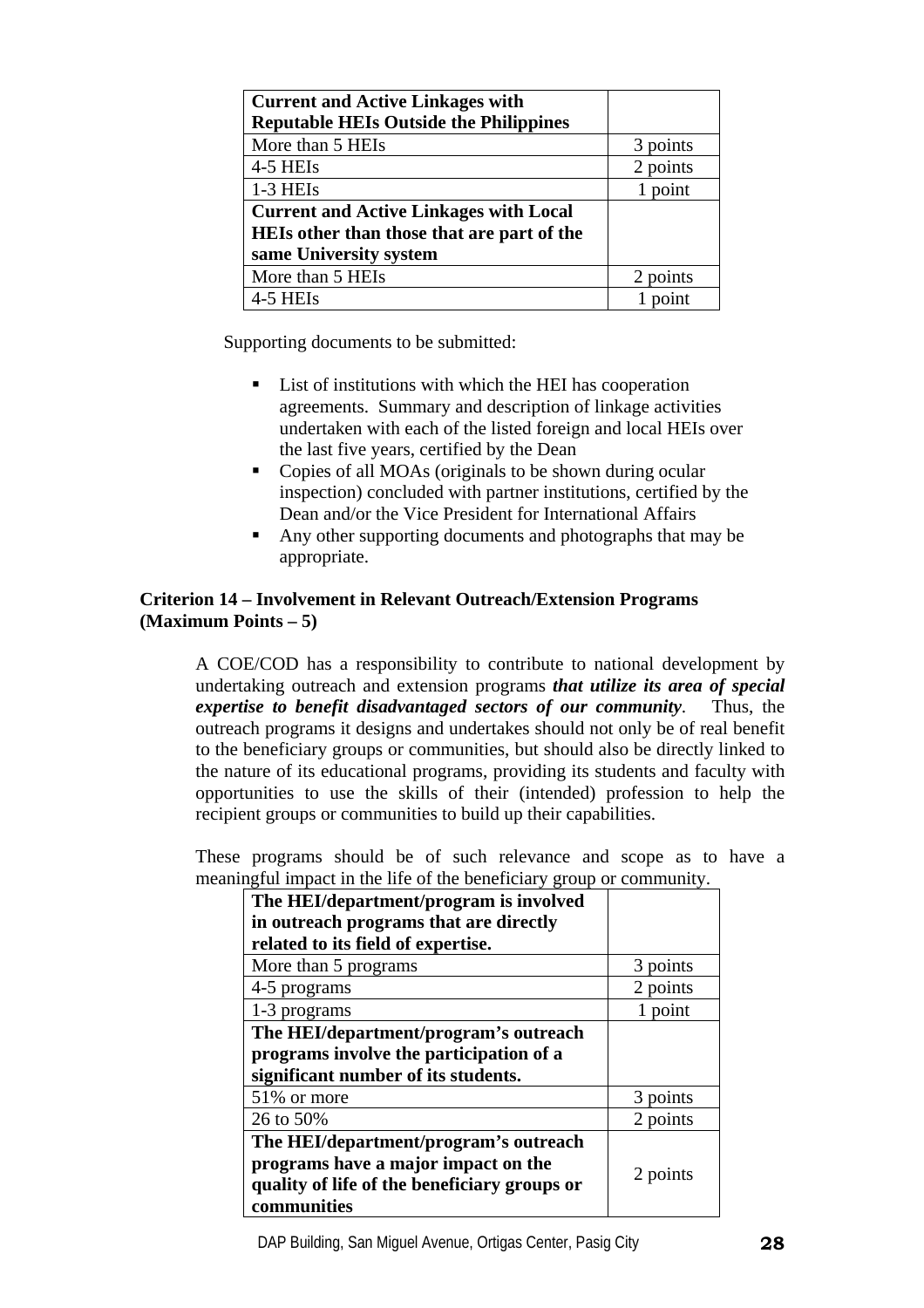| Current and Active Linkages with Reputable HEIs Outside the Philippines | |
|---|---|
| More than 5 HEIs | 3 points |
| 4-5 HEIs | 2 points |
| 1-3 HEIs | 1 point |
| **Current and Active Linkages with Local HEIs other than those that are part of the same University system** | |
| More than 5 HEIs | 2 points |
| 4-5 HEIs | 1 point |

Supporting documents to be submitted:

- List of institutions with which the HEI has cooperation agreements. Summary and description of linkage activities undertaken with each of the listed foreign and local HEIs over the last five years, certified by the Dean
- Copies of all MOAs (originals to be shown during ocular inspection) concluded with partner institutions, certified by the Dean and/or the Vice President for International Affairs
- Any other supporting documents and photographs that may be appropriate.

**Criterion 14 – Involvement in Relevant Outreach/Extension Programs (Maximum Points – 5)**

A COE/COD has a responsibility to contribute to national development by undertaking outreach and extension programs ***that utilize its area of special expertise to benefit disadvantaged sectors of our community***. Thus, the outreach programs it designs and undertakes should not only be of real benefit to the beneficiary groups or communities, but should also be directly linked to the nature of its educational programs, providing its students and faculty with opportunities to use the skills of their (intended) profession to help the recipient groups or communities to build up their capabilities.

These programs should be of such relevance and scope as to have a meaningful impact in the life of the beneficiary group or community.

| The HEI/department/program is involved in outreach programs that are directly related to its field of expertise. | |
|---|---|
| More than 5 programs | 3 points |
| 4-5 programs | 2 points |
| 1-3 programs | 1 point |
| **The HEI/department/program's outreach programs involve the participation of a significant number of its students.** | |
| 51% or more | 3 points |
| 26 to 50% | 2 points |
| **The HEI/department/program's outreach programs have a major impact on the quality of life of the beneficiary groups or communities** | 2 points |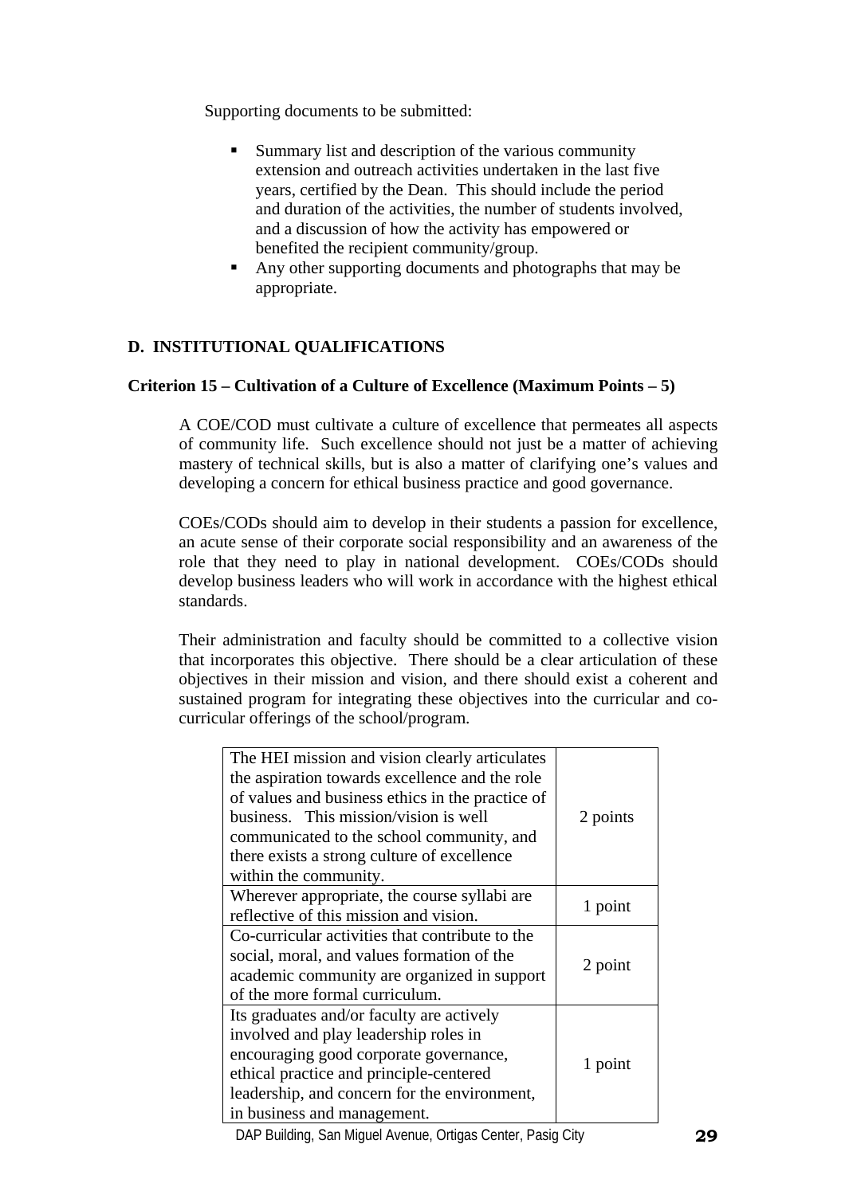Supporting documents to be submitted:

- Summary list and description of the various community extension and outreach activities undertaken in the last five years, certified by the Dean. This should include the period and duration of the activities, the number of students involved, and a discussion of how the activity has empowered or benefited the recipient community/group.
- Any other supporting documents and photographs that may be appropriate.

## D. INSTITUTIONAL QUALIFICATIONS

### Criterion 15 – Cultivation of a Culture of Excellence (Maximum Points – 5)

A COE/COD must cultivate a culture of excellence that permeates all aspects of community life. Such excellence should not just be a matter of achieving mastery of technical skills, but is also a matter of clarifying one's values and developing a concern for ethical business practice and good governance.

COEs/CODs should aim to develop in their students a passion for excellence, an acute sense of their corporate social responsibility and an awareness of the role that they need to play in national development. COEs/CODs should develop business leaders who will work in accordance with the highest ethical standards.

Their administration and faculty should be committed to a collective vision that incorporates this objective. There should be a clear articulation of these objectives in their mission and vision, and there should exist a coherent and sustained program for integrating these objectives into the curricular and co-curricular offerings of the school/program.

| | |
|---|---|
| The HEI mission and vision clearly articulates the aspiration towards excellence and the role of values and business ethics in the practice of business. This mission/vision is well communicated to the school community, and there exists a strong culture of excellence within the community. | 2 points |
| Wherever appropriate, the course syllabi are reflective of this mission and vision. | 1 point |
| Co-curricular activities that contribute to the social, moral, and values formation of the academic community are organized in support of the more formal curriculum. | 2 point |
| Its graduates and/or faculty are actively involved and play leadership roles in encouraging good corporate governance, ethical practice and principle-centered leadership, and concern for the environment, in business and management. | 1 point |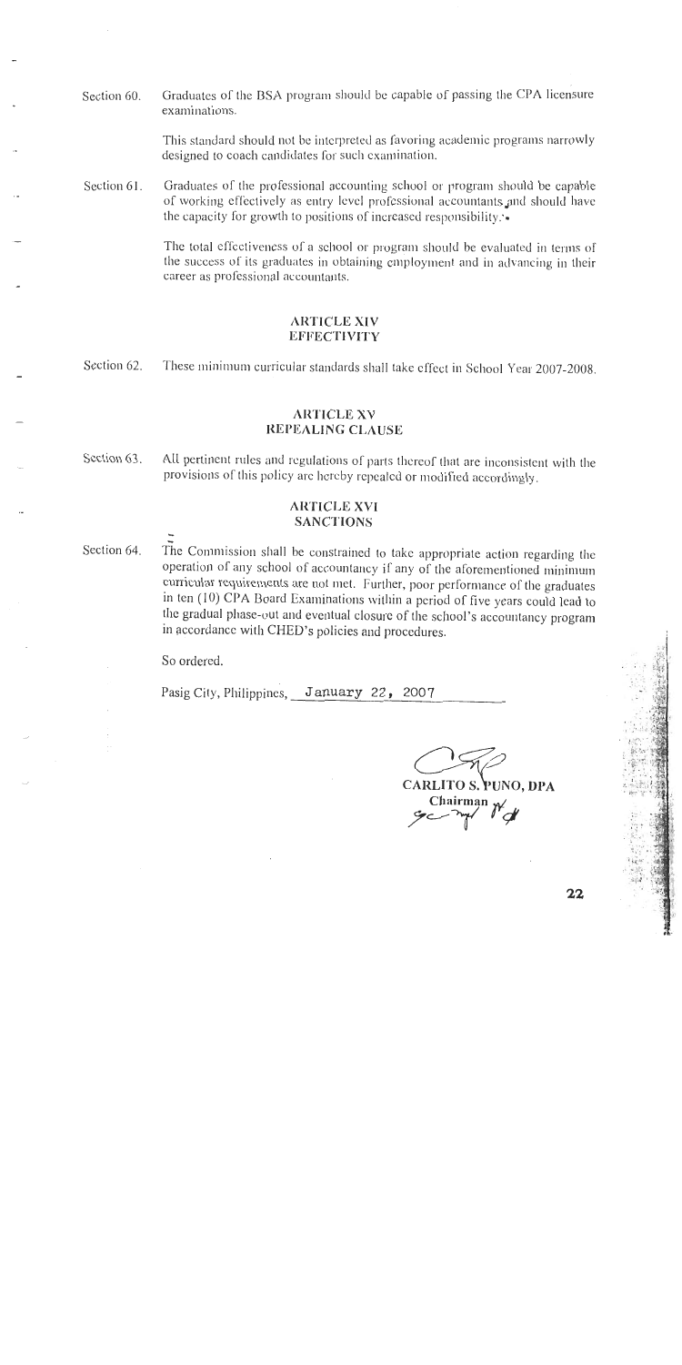Section 60. Graduates of the BSA program should be capable of passing the CPA licensure examinations.

This standard should not be interpreted as favoring academic programs narrowly designed to coach candidates for such examination.

Section 61. Graduates of the professional accounting school or program should be capable of working effectively as entry level professional accountants and should have the capacity for growth to positions of increased responsibility.

The total effectiveness of a school or program should be evaluated in terms of the success of its graduates in obtaining employment and in advancing in their career as professional accountants.

## ARTICLE XIV
## EFFECTIVITY

Section 62. These minimum curricular standards shall take effect in School Year 2007-2008.

## ARTICLE XV
## REPEALING CLAUSE

Section 63. All pertinent rules and regulations of parts thereof that are inconsistent with the provisions of this policy are hereby repealed or modified accordingly.

## ARTICLE XVI
## SANCTIONS

Section 64. The Commission shall be constrained to take appropriate action regarding the operation of any school of accountancy if any of the aforementioned minimum curricular requirements are not met. Further, poor performance of the graduates in ten (10) CPA Board Examinations within a period of five years could lead to the gradual phase-out and eventual closure of the school's accountancy program in accordance with CHED's policies and procedures.

So ordered.

Pasig City, Philippines, January 22, 2007

**CARLITO S. PUNO, DPA**
**Chairman**